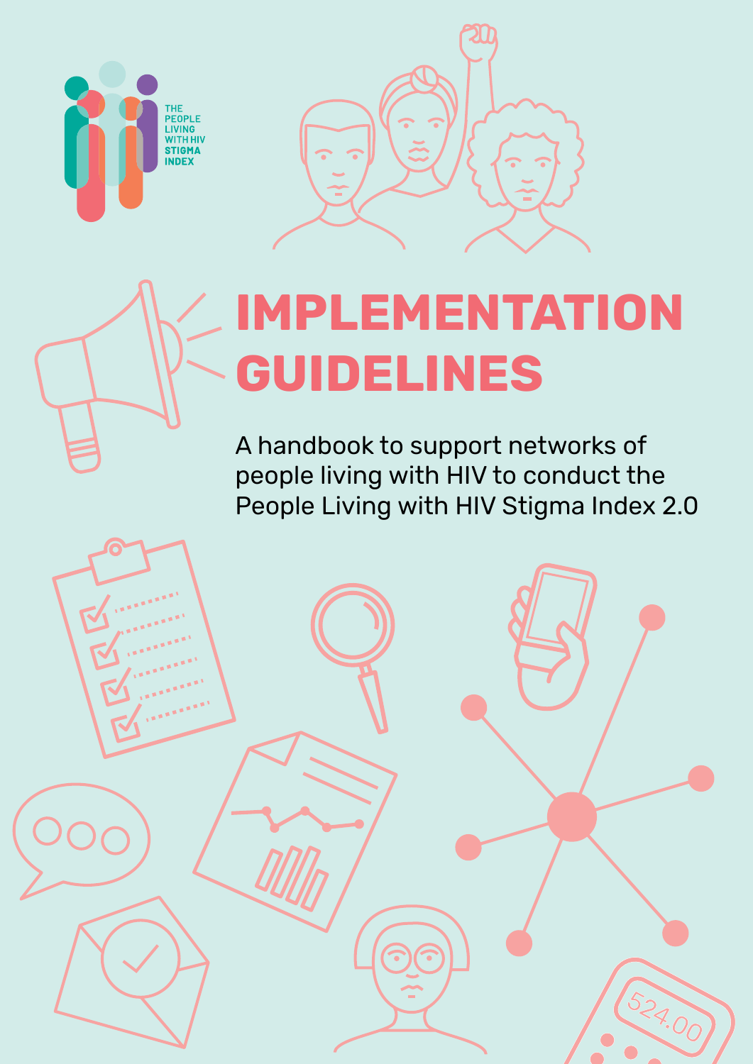THE PEOPLE LIVING WITH HIV STIGMA INDEX

# IMPLEMENTATION GUIDELINES

A handbook to support networks of people living with HIV to conduct the People Living with HIV Stigma Index 2.0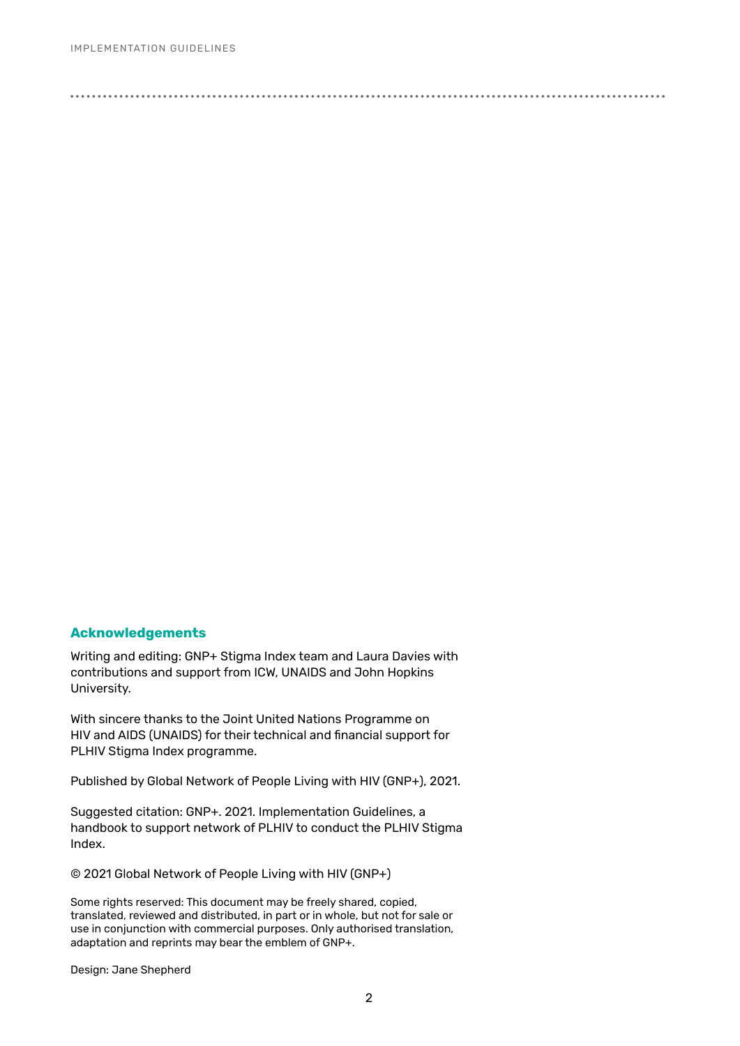## Acknowledgements

Writing and editing: GNP+ Stigma Index team and Laura Davies with contributions and support from ICW, UNAIDS and John Hopkins University.

With sincere thanks to the Joint United Nations Programme on HIV and AIDS (UNAIDS) for their technical and financial support for PLHIV Stigma Index programme.

Published by Global Network of People Living with HIV (GNP+), 2021.

Suggested citation: GNP+. 2021. Implementation Guidelines, a handbook to support network of PLHIV to conduct the PLHIV Stigma Index.

© 2021 Global Network of People Living with HIV (GNP+)

Some rights reserved: This document may be freely shared, copied, translated, reviewed and distributed, in part or in whole, but not for sale or use in conjunction with commercial purposes. Only authorised translation, adaptation and reprints may bear the emblem of GNP+.

Design: Jane Shepherd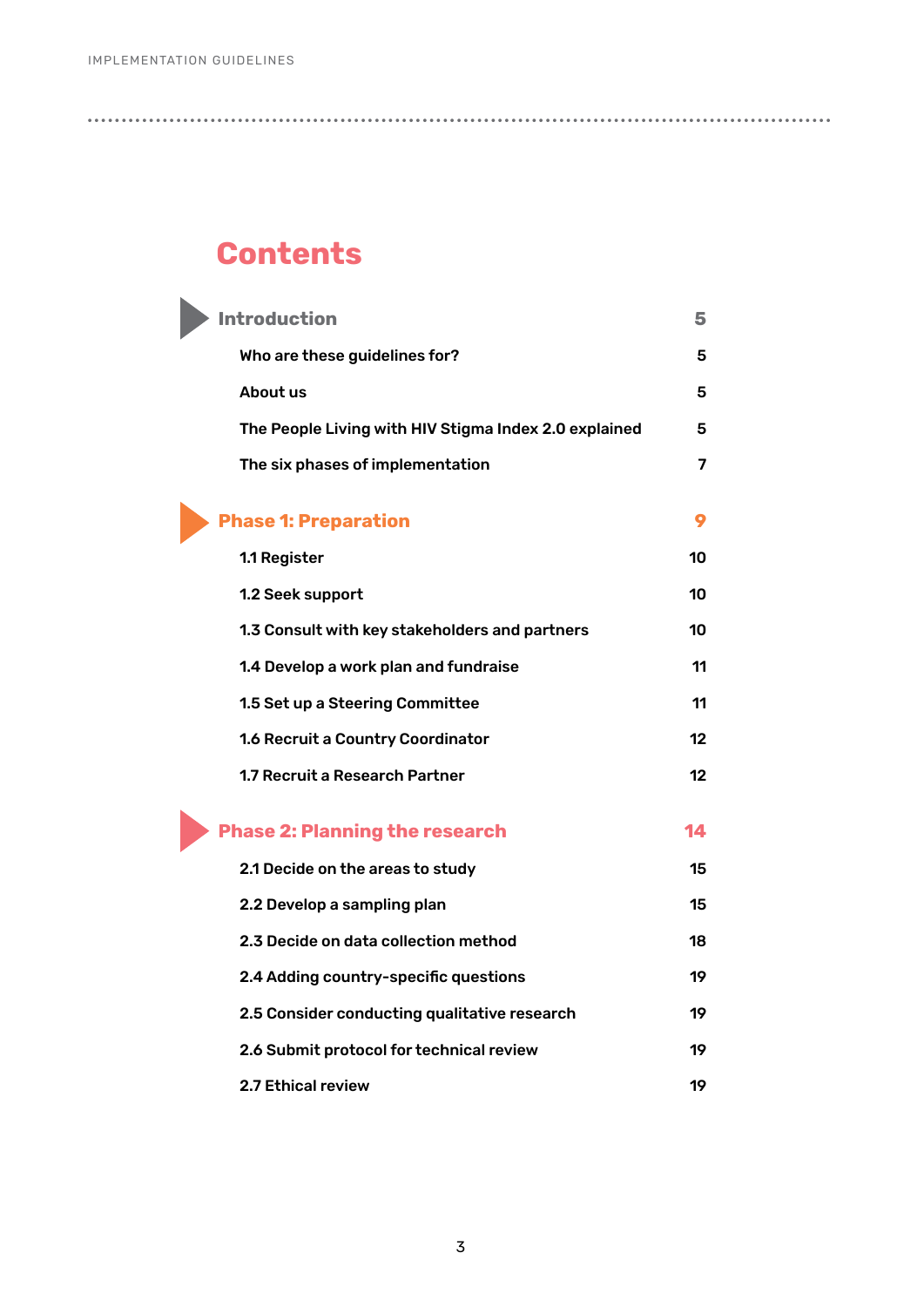# Contents

| | |
|---|---|
| **Introduction** | **5** |
| Who are these guidelines for? | 5 |
| About us | 5 |
| The People Living with HIV Stigma Index 2.0 explained | 5 |
| The six phases of implementation | 7 |
| **Phase 1: Preparation** | **9** |
| 1.1 Register | 10 |
| 1.2 Seek support | 10 |
| 1.3 Consult with key stakeholders and partners | 10 |
| 1.4 Develop a work plan and fundraise | 11 |
| 1.5 Set up a Steering Committee | 11 |
| 1.6 Recruit a Country Coordinator | 12 |
| 1.7 Recruit a Research Partner | 12 |
| **Phase 2: Planning the research** | **14** |
| 2.1 Decide on the areas to study | 15 |
| 2.2 Develop a sampling plan | 15 |
| 2.3 Decide on data collection method | 18 |
| 2.4 Adding country-specific questions | 19 |
| 2.5 Consider conducting qualitative research | 19 |
| 2.6 Submit protocol for technical review | 19 |
| 2.7 Ethical review | 19 |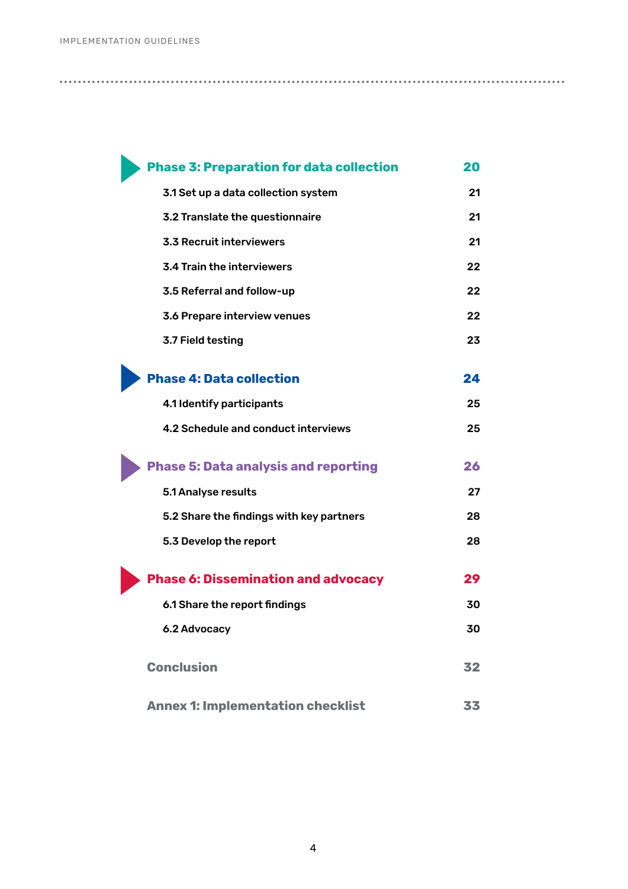| | |
|---|---|
| **Phase 3: Preparation for data collection** | **20** |
| 3.1 Set up a data collection system | 21 |
| 3.2 Translate the questionnaire | 21 |
| 3.3 Recruit interviewers | 21 |
| 3.4 Train the interviewers | 22 |
| 3.5 Referral and follow-up | 22 |
| 3.6 Prepare interview venues | 22 |
| 3.7 Field testing | 23 |
| **Phase 4: Data collection** | **24** |
| 4.1 Identify participants | 25 |
| 4.2 Schedule and conduct interviews | 25 |
| **Phase 5: Data analysis and reporting** | **26** |
| 5.1 Analyse results | 27 |
| 5.2 Share the findings with key partners | 28 |
| 5.3 Develop the report | 28 |
| **Phase 6: Dissemination and advocacy** | **29** |
| 6.1 Share the report findings | 30 |
| 6.2 Advocacy | 30 |
| **Conclusion** | **32** |
| **Annex 1: Implementation checklist** | **33** |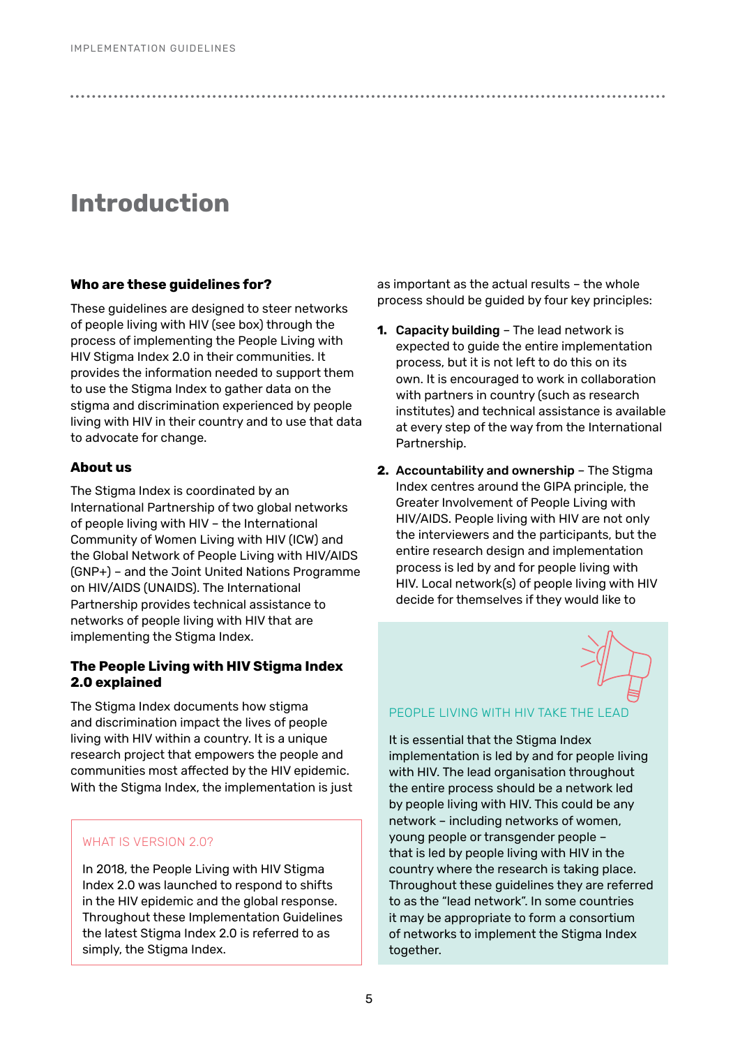# Introduction

### Who are these guidelines for?

These guidelines are designed to steer networks of people living with HIV (see box) through the process of implementing the People Living with HIV Stigma Index 2.0 in their communities. It provides the information needed to support them to use the Stigma Index to gather data on the stigma and discrimination experienced by people living with HIV in their country and to use that data to advocate for change.

### About us

The Stigma Index is coordinated by an International Partnership of two global networks of people living with HIV – the International Community of Women Living with HIV (ICW) and the Global Network of People Living with HIV/AIDS (GNP+) – and the Joint United Nations Programme on HIV/AIDS (UNAIDS). The International Partnership provides technical assistance to networks of people living with HIV that are implementing the Stigma Index.

### The People Living with HIV Stigma Index 2.0 explained

The Stigma Index documents how stigma and discrimination impact the lives of people living with HIV within a country. It is a unique research project that empowers the people and communities most affected by the HIV epidemic. With the Stigma Index, the implementation is just as important as the actual results – the whole process should be guided by four key principles:

1. **Capacity building** – The lead network is expected to guide the entire implementation process, but it is not left to do this on its own. It is encouraged to work in collaboration with partners in country (such as research institutes) and technical assistance is available at every step of the way from the International Partnership.

2. **Accountability and ownership** – The Stigma Index centres around the GIPA principle, the Greater Involvement of People Living with HIV/AIDS. People living with HIV are not only the interviewers and the participants, but the entire research design and implementation process is led by and for people living with HIV. Local network(s) of people living with HIV decide for themselves if they would like to

> WHAT IS VERSION 2.0?
>
> In 2018, the People Living with HIV Stigma Index 2.0 was launched to respond to shifts in the HIV epidemic and the global response. Throughout these Implementation Guidelines the latest Stigma Index 2.0 is referred to as simply, the Stigma Index.

> PEOPLE LIVING WITH HIV TAKE THE LEAD
>
> It is essential that the Stigma Index implementation is led by and for people living with HIV. The lead organisation throughout the entire process should be a network led by people living with HIV. This could be any network – including networks of women, young people or transgender people – that is led by people living with HIV in the country where the research is taking place. Throughout these guidelines they are referred to as the "lead network". In some countries it may be appropriate to form a consortium of networks to implement the Stigma Index together.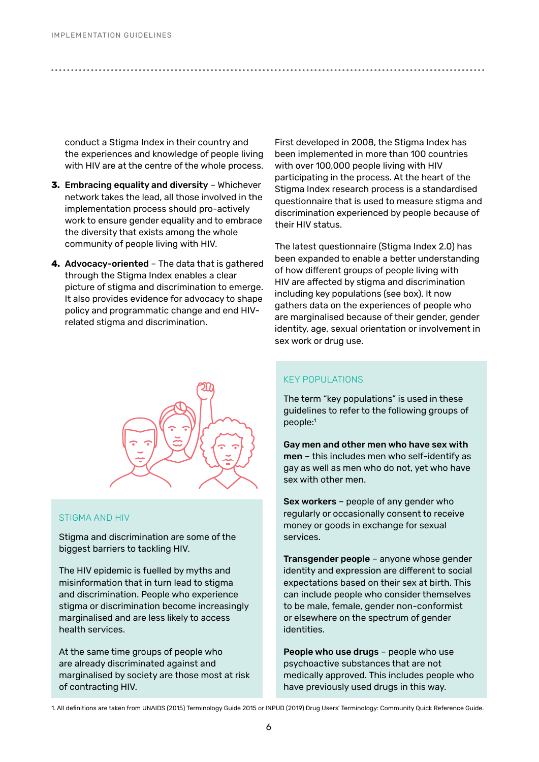conduct a Stigma Index in their country and the experiences and knowledge of people living with HIV are at the centre of the whole process.

3. **Embracing equality and diversity** – Whichever network takes the lead, all those involved in the implementation process should pro-actively work to ensure gender equality and to embrace the diversity that exists among the whole community of people living with HIV.

4. **Advocacy-oriented** – The data that is gathered through the Stigma Index enables a clear picture of stigma and discrimination to emerge. It also provides evidence for advocacy to shape policy and programmatic change and end HIV-related stigma and discrimination.

### STIGMA AND HIV

Stigma and discrimination are some of the biggest barriers to tackling HIV.

The HIV epidemic is fuelled by myths and misinformation that in turn lead to stigma and discrimination. People who experience stigma or discrimination become increasingly marginalised and are less likely to access health services.

At the same time groups of people who are already discriminated against and marginalised by society are those most at risk of contracting HIV.

First developed in 2008, the Stigma Index has been implemented in more than 100 countries with over 100,000 people living with HIV participating in the process. At the heart of the Stigma Index research process is a standardised questionnaire that is used to measure stigma and discrimination experienced by people because of their HIV status.

The latest questionnaire (Stigma Index 2.0) has been expanded to enable a better understanding of how different groups of people living with HIV are affected by stigma and discrimination including key populations (see box). It now gathers data on the experiences of people who are marginalised because of their gender, gender identity, age, sexual orientation or involvement in sex work or drug use.

### KEY POPULATIONS

The term "key populations" is used in these guidelines to refer to the following groups of people:[1]

**Gay men and other men who have sex with men** – this includes men who self-identify as gay as well as men who do not, yet who have sex with other men.

**Sex workers** – people of any gender who regularly or occasionally consent to receive money or goods in exchange for sexual services.

**Transgender people** – anyone whose gender identity and expression are different to social expectations based on their sex at birth. This can include people who consider themselves to be male, female, gender non-conformist or elsewhere on the spectrum of gender identities.

**People who use drugs** – people who use psychoactive substances that are not medically approved. This includes people who have previously used drugs in this way.

1. All definitions are taken from UNAIDS (2015) Terminology Guide 2015 or INPUD (2019) Drug Users' Terminology: Community Quick Reference Guide.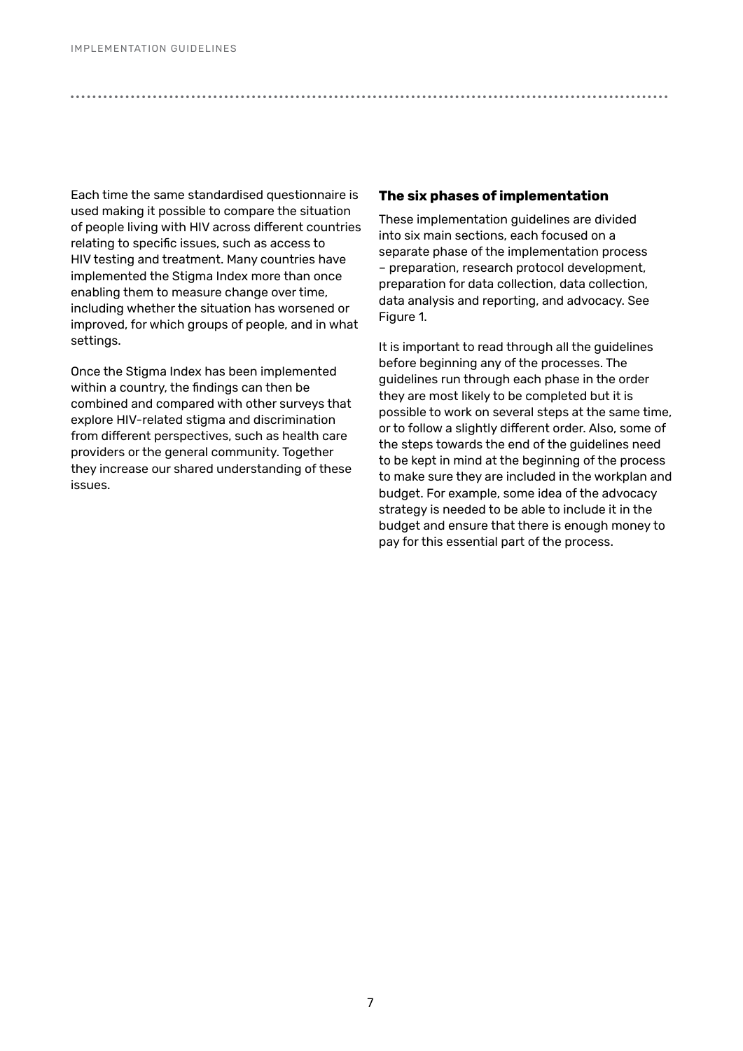Each time the same standardised questionnaire is used making it possible to compare the situation of people living with HIV across different countries relating to specific issues, such as access to HIV testing and treatment. Many countries have implemented the Stigma Index more than once enabling them to measure change over time, including whether the situation has worsened or improved, for which groups of people, and in what settings.

Once the Stigma Index has been implemented within a country, the findings can then be combined and compared with other surveys that explore HIV-related stigma and discrimination from different perspectives, such as health care providers or the general community. Together they increase our shared understanding of these issues.

### The six phases of implementation

These implementation guidelines are divided into six main sections, each focused on a separate phase of the implementation process – preparation, research protocol development, preparation for data collection, data collection, data analysis and reporting, and advocacy. See Figure 1.

It is important to read through all the guidelines before beginning any of the processes. The guidelines run through each phase in the order they are most likely to be completed but it is possible to work on several steps at the same time, or to follow a slightly different order. Also, some of the steps towards the end of the guidelines need to be kept in mind at the beginning of the process to make sure they are included in the workplan and budget. For example, some idea of the advocacy strategy is needed to be able to include it in the budget and ensure that there is enough money to pay for this essential part of the process.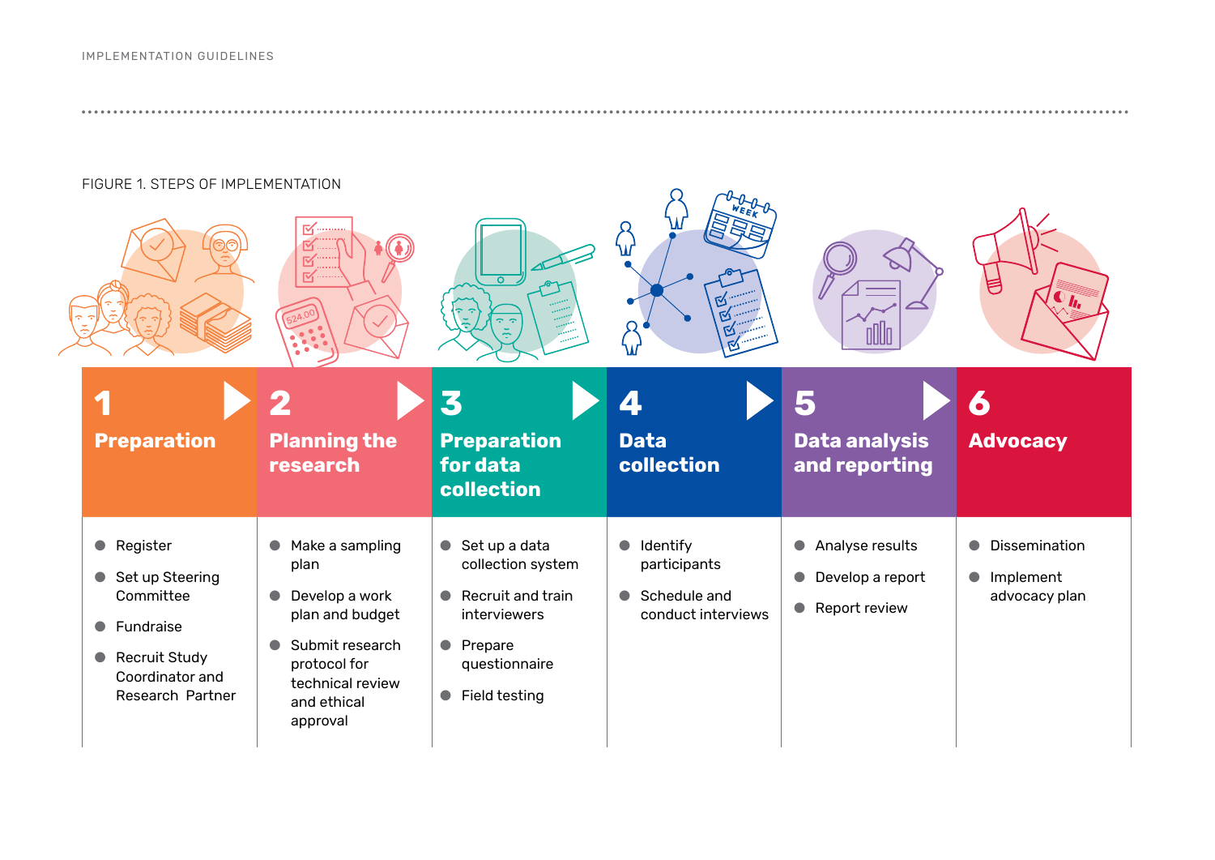FIGURE 1. STEPS OF IMPLEMENTATION

| 1 Preparation | 2 Planning the research | 3 Preparation for data collection | 4 Data collection | 5 Data analysis and reporting | 6 Advocacy |
|---|---|---|---|---|---|
| • Register<br>• Set up Steering Committee<br>• Fundraise<br>• Recruit Study Coordinator and Research Partner | • Make a sampling plan<br>• Develop a work plan and budget<br>• Submit research protocol for technical review and ethical approval | • Set up a data collection system<br>• Recruit and train interviewers<br>• Prepare questionnaire<br>• Field testing | • Identify participants<br>• Schedule and conduct interviews | • Analyse results<br>• Develop a report<br>• Report review | • Dissemination<br>• Implement advocacy plan |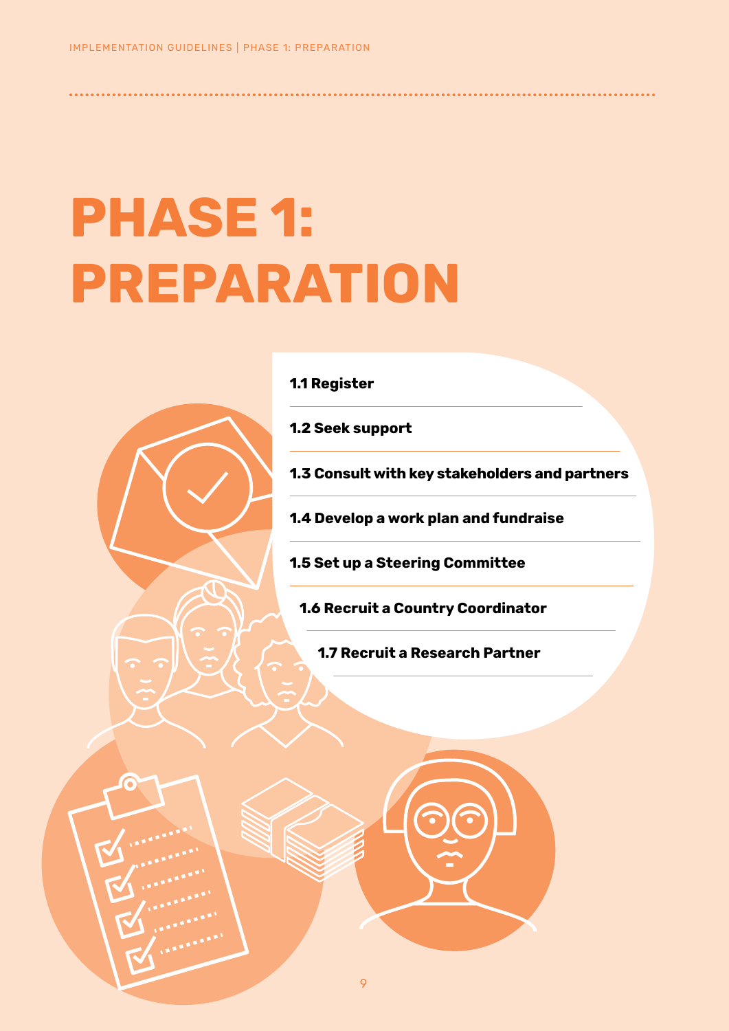# PHASE 1: PREPARATION

**1.1 Register**

**1.2 Seek support**

**1.3 Consult with key stakeholders and partners**

**1.4 Develop a work plan and fundraise**

**1.5 Set up a Steering Committee**

**1.6 Recruit a Country Coordinator**

**1.7 Recruit a Research Partner**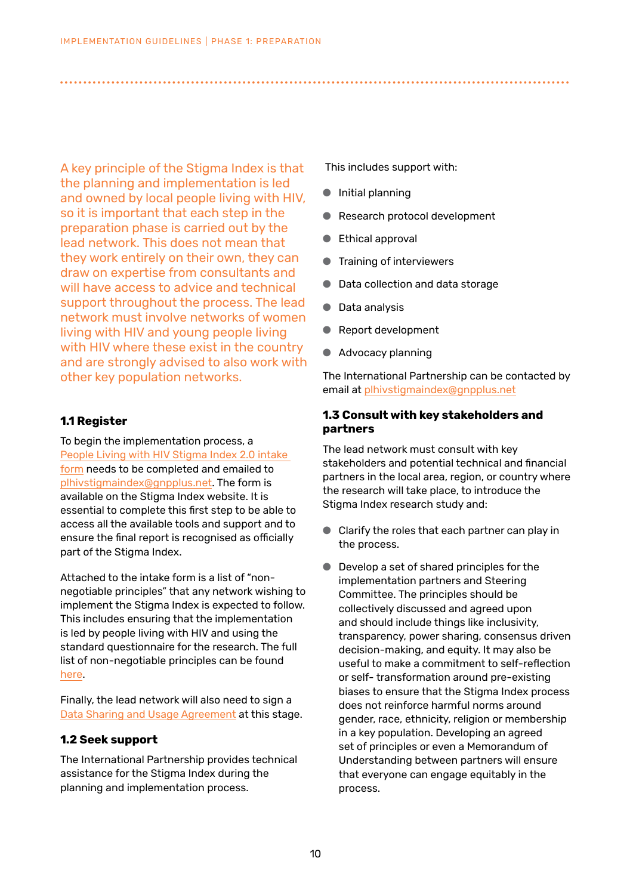A key principle of the Stigma Index is that the planning and implementation is led and owned by local people living with HIV, so it is important that each step in the preparation phase is carried out by the lead network. This does not mean that they work entirely on their own, they can draw on expertise from consultants and will have access to advice and technical support throughout the process. The lead network must involve networks of women living with HIV and young people living with HIV where these exist in the country and are strongly advised to also work with other key population networks.

### 1.1 Register

To begin the implementation process, a People Living with HIV Stigma Index 2.0 intake form needs to be completed and emailed to plhivstigmaindex@gnpplus.net. The form is available on the Stigma Index website. It is essential to complete this first step to be able to access all the available tools and support and to ensure the final report is recognised as officially part of the Stigma Index.

Attached to the intake form is a list of "non-negotiable principles" that any network wishing to implement the Stigma Index is expected to follow. This includes ensuring that the implementation is led by people living with HIV and using the standard questionnaire for the research. The full list of non-negotiable principles can be found here.

Finally, the lead network will also need to sign a Data Sharing and Usage Agreement at this stage.

### 1.2 Seek support

The International Partnership provides technical assistance for the Stigma Index during the planning and implementation process.

This includes support with:

- Initial planning
- Research protocol development
- Ethical approval
- Training of interviewers
- Data collection and data storage
- Data analysis
- Report development
- Advocacy planning

The International Partnership can be contacted by email at plhivstigmaindex@gnpplus.net

### 1.3 Consult with key stakeholders and partners

The lead network must consult with key stakeholders and potential technical and financial partners in the local area, region, or country where the research will take place, to introduce the Stigma Index research study and:

- Clarify the roles that each partner can play in the process.
- Develop a set of shared principles for the implementation partners and Steering Committee. The principles should be collectively discussed and agreed upon and should include things like inclusivity, transparency, power sharing, consensus driven decision-making, and equity. It may also be useful to make a commitment to self-reflection or self- transformation around pre-existing biases to ensure that the Stigma Index process does not reinforce harmful norms around gender, race, ethnicity, religion or membership in a key population. Developing an agreed set of principles or even a Memorandum of Understanding between partners will ensure that everyone can engage equitably in the process.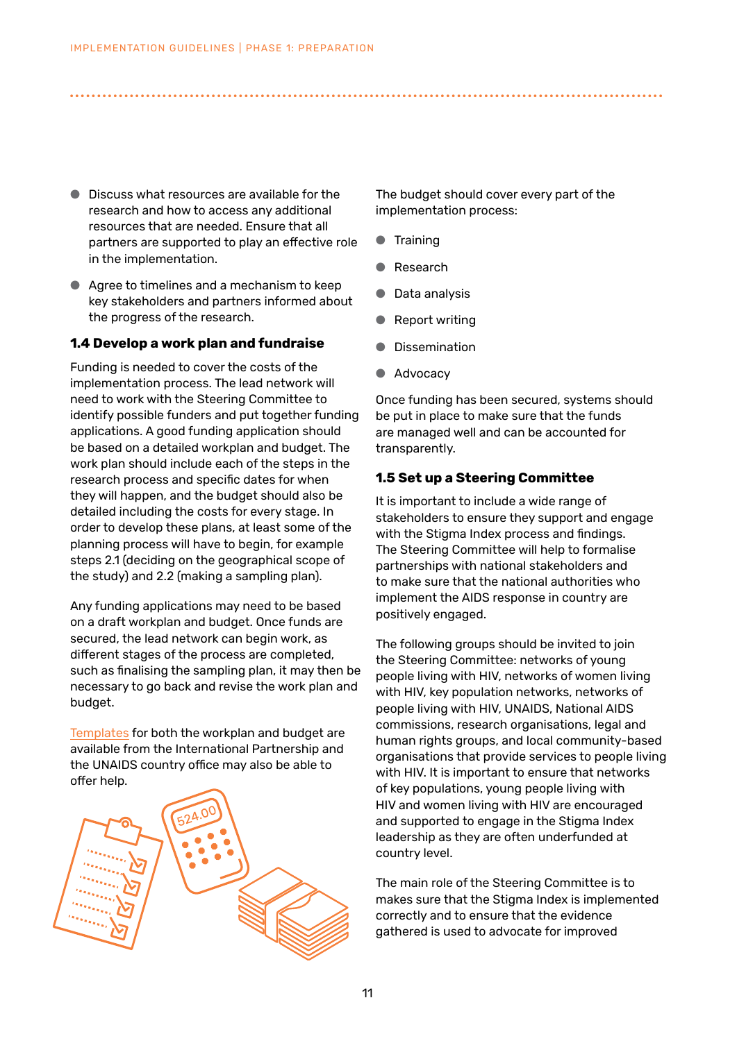- Discuss what resources are available for the research and how to access any additional resources that are needed. Ensure that all partners are supported to play an effective role in the implementation.
- Agree to timelines and a mechanism to keep key stakeholders and partners informed about the progress of the research.

### 1.4 Develop a work plan and fundraise

Funding is needed to cover the costs of the implementation process. The lead network will need to work with the Steering Committee to identify possible funders and put together funding applications. A good funding application should be based on a detailed workplan and budget. The work plan should include each of the steps in the research process and specific dates for when they will happen, and the budget should also be detailed including the costs for every stage. In order to develop these plans, at least some of the planning process will have to begin, for example steps 2.1 (deciding on the geographical scope of the study) and 2.2 (making a sampling plan).

Any funding applications may need to be based on a draft workplan and budget. Once funds are secured, the lead network can begin work, as different stages of the process are completed, such as finalising the sampling plan, it may then be necessary to go back and revise the work plan and budget.

Templates for both the workplan and budget are available from the International Partnership and the UNAIDS country office may also be able to offer help.

The budget should cover every part of the implementation process:

- Training
- Research
- Data analysis
- Report writing
- Dissemination
- Advocacy

Once funding has been secured, systems should be put in place to make sure that the funds are managed well and can be accounted for transparently.

### 1.5 Set up a Steering Committee

It is important to include a wide range of stakeholders to ensure they support and engage with the Stigma Index process and findings. The Steering Committee will help to formalise partnerships with national stakeholders and to make sure that the national authorities who implement the AIDS response in country are positively engaged.

The following groups should be invited to join the Steering Committee: networks of young people living with HIV, networks of women living with HIV, key population networks, networks of people living with HIV, UNAIDS, National AIDS commissions, research organisations, legal and human rights groups, and local community-based organisations that provide services to people living with HIV. It is important to ensure that networks of key populations, young people living with HIV and women living with HIV are encouraged and supported to engage in the Stigma Index leadership as they are often underfunded at country level.

The main role of the Steering Committee is to makes sure that the Stigma Index is implemented correctly and to ensure that the evidence gathered is used to advocate for improved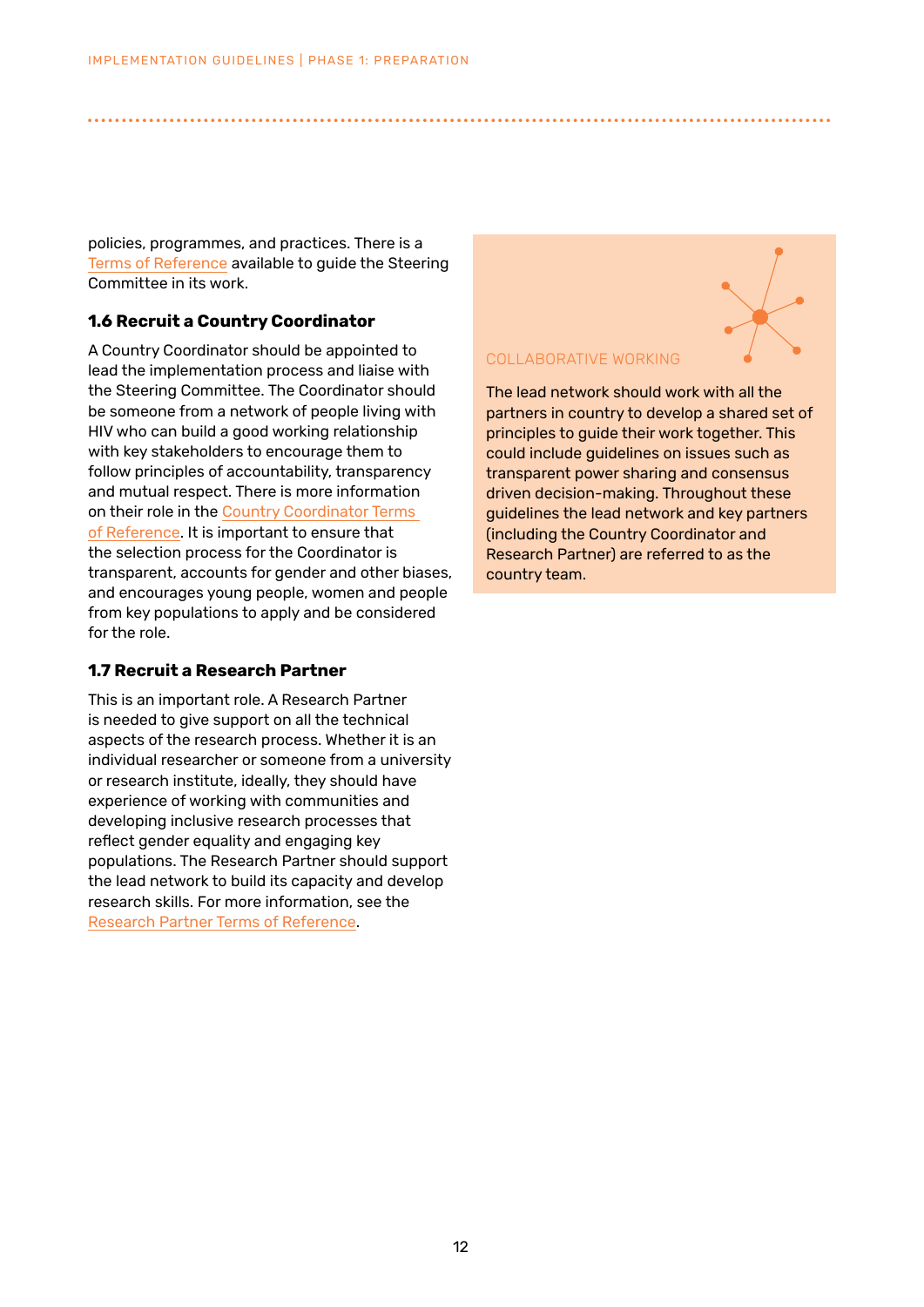policies, programmes, and practices. There is a Terms of Reference available to guide the Steering Committee in its work.

### 1.6 Recruit a Country Coordinator

A Country Coordinator should be appointed to lead the implementation process and liaise with the Steering Committee. The Coordinator should be someone from a network of people living with HIV who can build a good working relationship with key stakeholders to encourage them to follow principles of accountability, transparency and mutual respect. There is more information on their role in the Country Coordinator Terms of Reference. It is important to ensure that the selection process for the Coordinator is transparent, accounts for gender and other biases, and encourages young people, women and people from key populations to apply and be considered for the role.

### 1.7 Recruit a Research Partner

This is an important role. A Research Partner is needed to give support on all the technical aspects of the research process. Whether it is an individual researcher or someone from a university or research institute, ideally, they should have experience of working with communities and developing inclusive research processes that reflect gender equality and engaging key populations. The Research Partner should support the lead network to build its capacity and develop research skills. For more information, see the Research Partner Terms of Reference.

COLLABORATIVE WORKING

The lead network should work with all the partners in country to develop a shared set of principles to guide their work together. This could include guidelines on issues such as transparent power sharing and consensus driven decision-making. Throughout these guidelines the lead network and key partners (including the Country Coordinator and Research Partner) are referred to as the country team.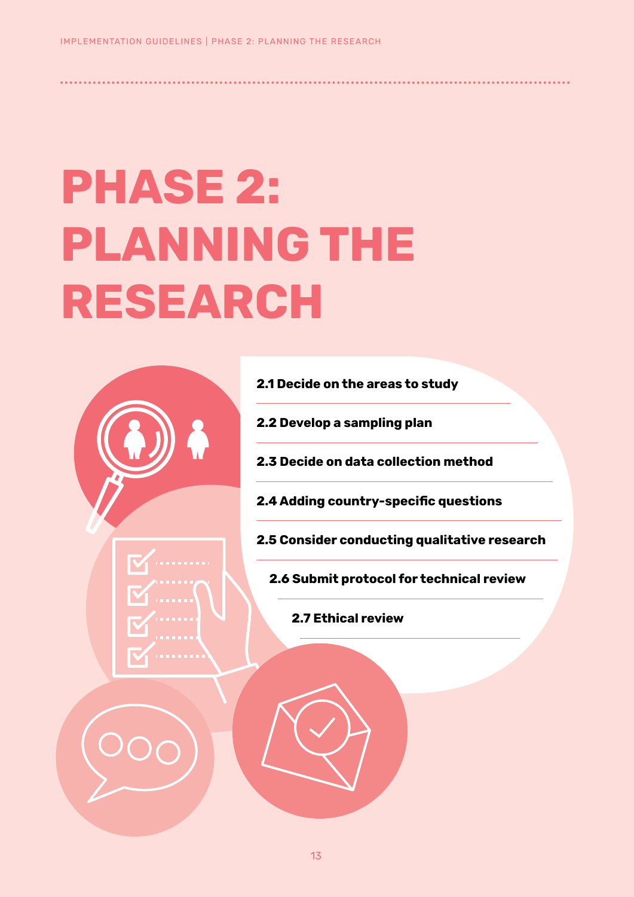# PHASE 2: PLANNING THE RESEARCH

**2.1 Decide on the areas to study**

**2.2 Develop a sampling plan**

**2.3 Decide on data collection method**

**2.4 Adding country-specific questions**

**2.5 Consider conducting qualitative research**

**2.6 Submit protocol for technical review**

**2.7 Ethical review**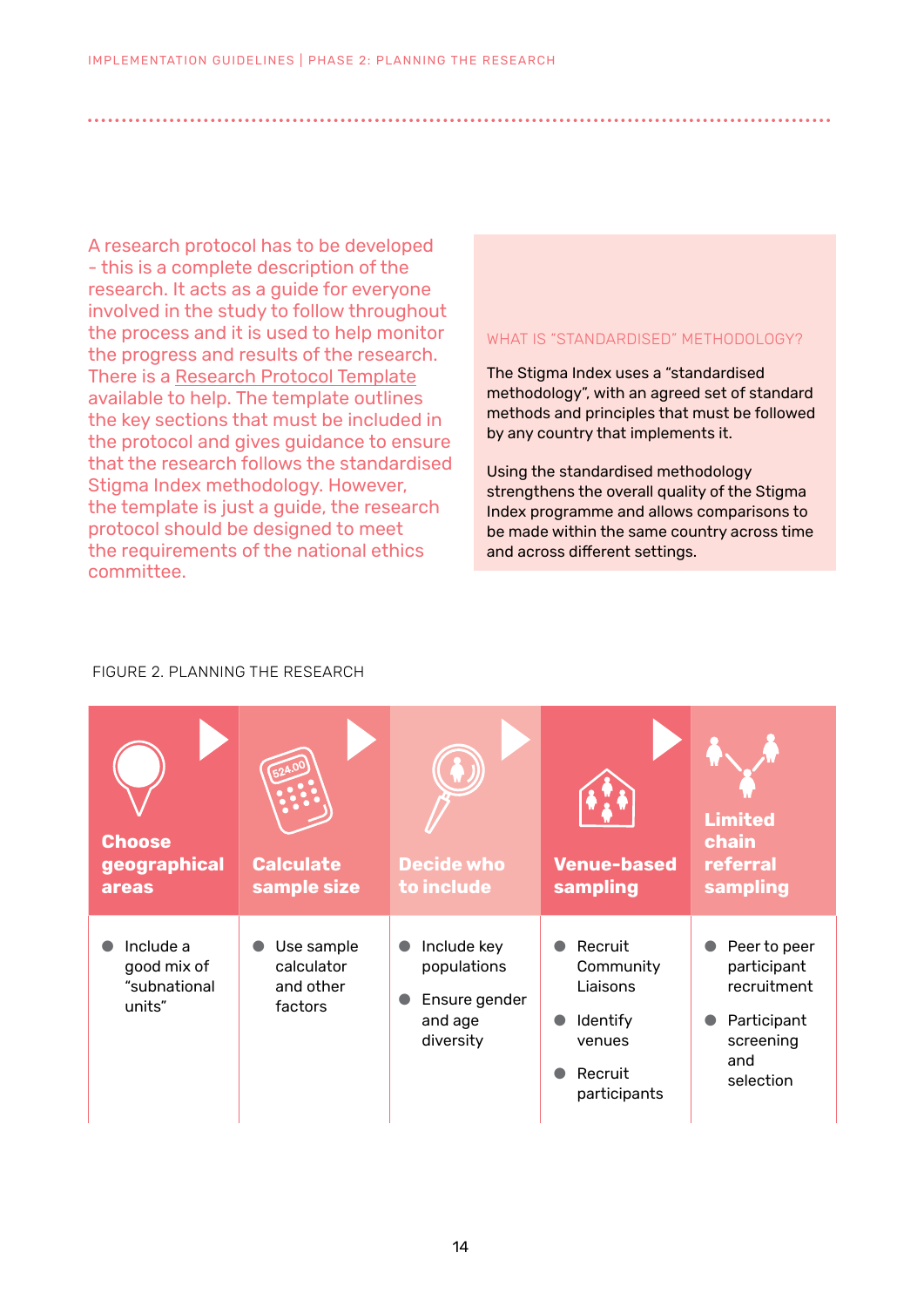A research protocol has to be developed - this is a complete description of the research. It acts as a guide for everyone involved in the study to follow throughout the process and it is used to help monitor the progress and results of the research. There is a Research Protocol Template available to help. The template outlines the key sections that must be included in the protocol and gives guidance to ensure that the research follows the standardised Stigma Index methodology. However, the template is just a guide, the research protocol should be designed to meet the requirements of the national ethics committee.

### WHAT IS "STANDARDISED" METHODOLOGY?

The Stigma Index uses a "standardised methodology", with an agreed set of standard methods and principles that must be followed by any country that implements it.

Using the standardised methodology strengthens the overall quality of the Stigma Index programme and allows comparisons to be made within the same country across time and across different settings.

FIGURE 2. PLANNING THE RESEARCH

| Choose geographical areas | Calculate sample size | Decide who to include | Venue-based sampling | Limited chain referral sampling |
|---|---|---|---|---|
| • Include a good mix of "subnational units" | • Use sample calculator and other factors | • Include key populations<br>• Ensure gender and age diversity | • Recruit Community Liaisons<br>• Identify venues<br>• Recruit participants | • Peer to peer participant recruitment<br>• Participant screening and selection |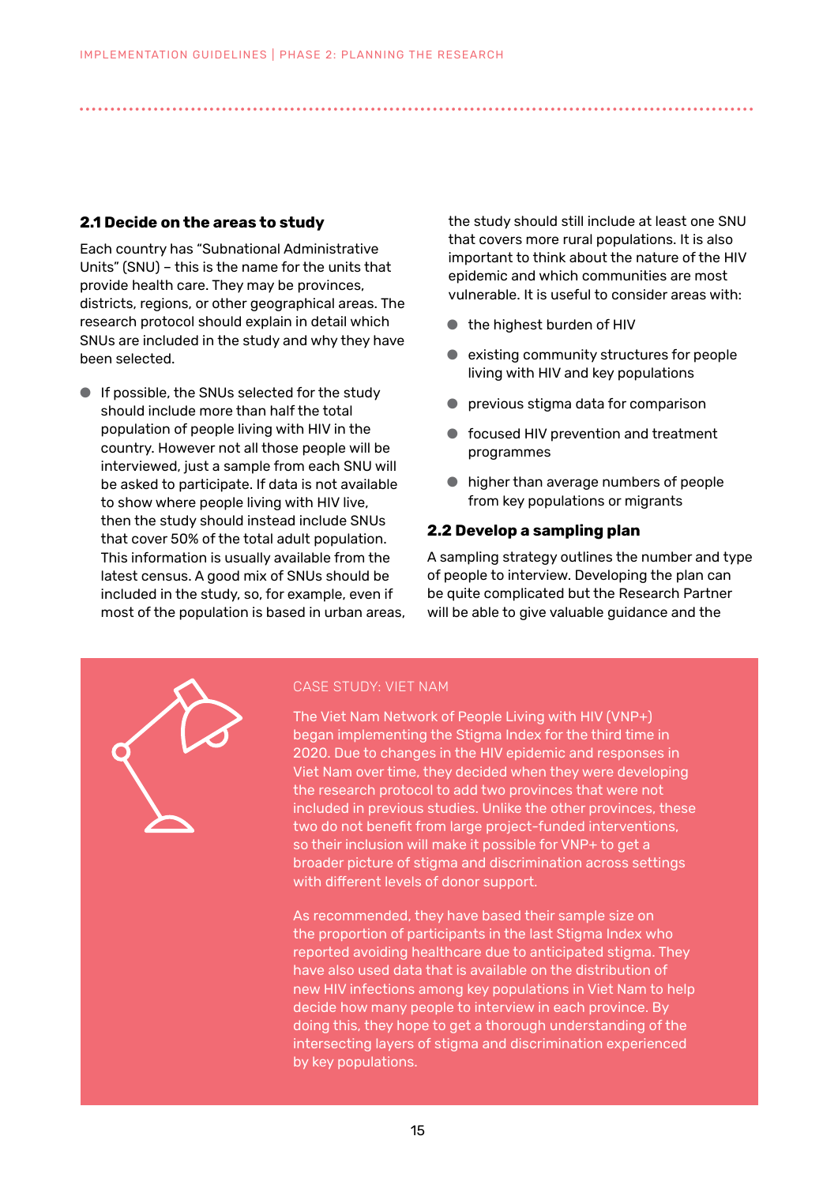## 2.1 Decide on the areas to study

Each country has "Subnational Administrative Units" (SNU) – this is the name for the units that provide health care. They may be provinces, districts, regions, or other geographical areas. The research protocol should explain in detail which SNUs are included in the study and why they have been selected.

- If possible, the SNUs selected for the study should include more than half the total population of people living with HIV in the country. However not all those people will be interviewed, just a sample from each SNU will be asked to participate. If data is not available to show where people living with HIV live, then the study should instead include SNUs that cover 50% of the total adult population. This information is usually available from the latest census. A good mix of SNUs should be included in the study, so, for example, even if most of the population is based in urban areas, the study should still include at least one SNU that covers more rural populations. It is also important to think about the nature of the HIV epidemic and which communities are most vulnerable. It is useful to consider areas with:
  - the highest burden of HIV
  - existing community structures for people living with HIV and key populations
  - previous stigma data for comparison
  - focused HIV prevention and treatment programmes
  - higher than average numbers of people from key populations or migrants

## 2.2 Develop a sampling plan

A sampling strategy outlines the number and type of people to interview. Developing the plan can be quite complicated but the Research Partner will be able to give valuable guidance and the

CASE STUDY: VIET NAM

The Viet Nam Network of People Living with HIV (VNP+) began implementing the Stigma Index for the third time in 2020. Due to changes in the HIV epidemic and responses in Viet Nam over time, they decided when they were developing the research protocol to add two provinces that were not included in previous studies. Unlike the other provinces, these two do not benefit from large project-funded interventions, so their inclusion will make it possible for VNP+ to get a broader picture of stigma and discrimination across settings with different levels of donor support.

As recommended, they have based their sample size on the proportion of participants in the last Stigma Index who reported avoiding healthcare due to anticipated stigma. They have also used data that is available on the distribution of new HIV infections among key populations in Viet Nam to help decide how many people to interview in each province. By doing this, they hope to get a thorough understanding of the intersecting layers of stigma and discrimination experienced by key populations.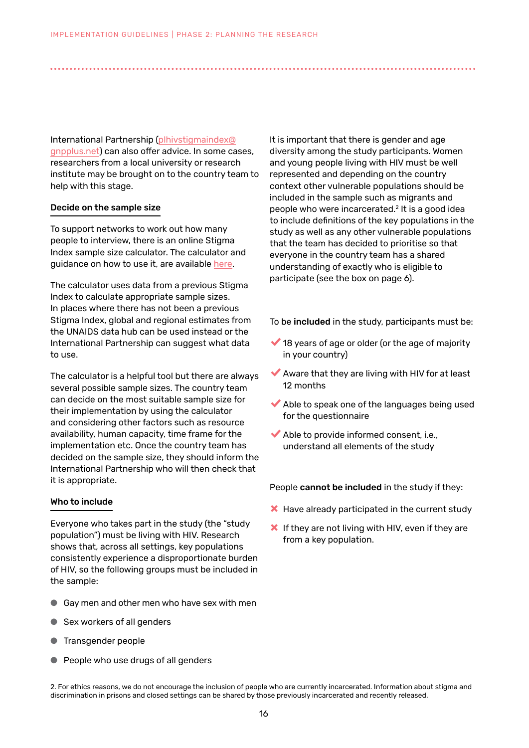International Partnership (plhivstigmaindex@gnpplus.net) can also offer advice. In some cases, researchers from a local university or research institute may be brought on to the country team to help with this stage.

### Decide on the sample size

To support networks to work out how many people to interview, there is an online Stigma Index sample size calculator. The calculator and guidance on how to use it, are available here.

The calculator uses data from a previous Stigma Index to calculate appropriate sample sizes. In places where there has not been a previous Stigma Index, global and regional estimates from the UNAIDS data hub can be used instead or the International Partnership can suggest what data to use.

The calculator is a helpful tool but there are always several possible sample sizes. The country team can decide on the most suitable sample size for their implementation by using the calculator and considering other factors such as resource availability, human capacity, time frame for the implementation etc. Once the country team has decided on the sample size, they should inform the International Partnership who will then check that it is appropriate.

### Who to include

Everyone who takes part in the study (the "study population") must be living with HIV. Research shows that, across all settings, key populations consistently experience a disproportionate burden of HIV, so the following groups must be included in the sample:

- Gay men and other men who have sex with men
- Sex workers of all genders
- Transgender people
- People who use drugs of all genders

It is important that there is gender and age diversity among the study participants. Women and young people living with HIV must be well represented and depending on the country context other vulnerable populations should be included in the sample such as migrants and people who were incarcerated.[2] It is a good idea to include definitions of the key populations in the study as well as any other vulnerable populations that the team has decided to prioritise so that everyone in the country team has a shared understanding of exactly who is eligible to participate (see the box on page 6).

To be **included** in the study, participants must be:

- ✔ 18 years of age or older (or the age of majority in your country)
- ✔ Aware that they are living with HIV for at least 12 months
- ✔ Able to speak one of the languages being used for the questionnaire
- ✔ Able to provide informed consent, i.e., understand all elements of the study

People **cannot be included** in the study if they:

- ✘ Have already participated in the current study
- ✘ If they are not living with HIV, even if they are from a key population.

2. For ethics reasons, we do not encourage the inclusion of people who are currently incarcerated. Information about stigma and discrimination in prisons and closed settings can be shared by those previously incarcerated and recently released.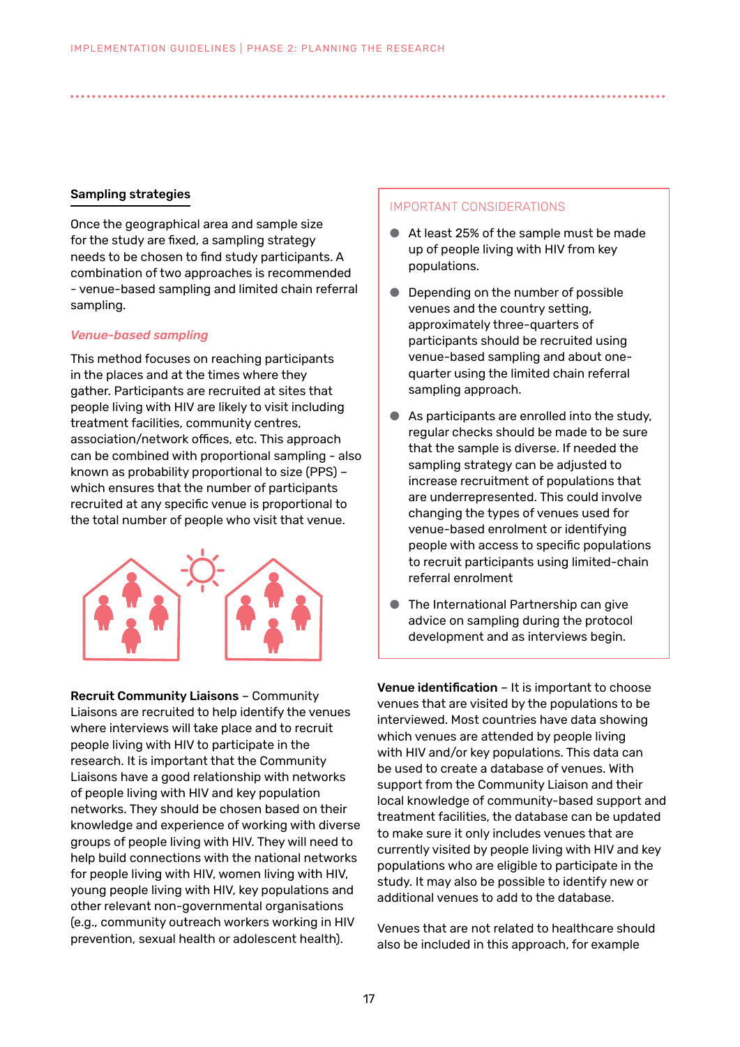## Sampling strategies

Once the geographical area and sample size for the study are fixed, a sampling strategy needs to be chosen to find study participants. A combination of two approaches is recommended - venue-based sampling and limited chain referral sampling.

### *Venue-based sampling*

This method focuses on reaching participants in the places and at the times where they gather. Participants are recruited at sites that people living with HIV are likely to visit including treatment facilities, community centres, association/network offices, etc. This approach can be combined with proportional sampling - also known as probability proportional to size (PPS) – which ensures that the number of participants recruited at any specific venue is proportional to the total number of people who visit that venue.

**Recruit Community Liaisons** – Community Liaisons are recruited to help identify the venues where interviews will take place and to recruit people living with HIV to participate in the research. It is important that the Community Liaisons have a good relationship with networks of people living with HIV and key population networks. They should be chosen based on their knowledge and experience of working with diverse groups of people living with HIV. They will need to help build connections with the national networks for people living with HIV, women living with HIV, young people living with HIV, key populations and other relevant non-governmental organisations (e.g., community outreach workers working in HIV prevention, sexual health or adolescent health).

> IMPORTANT CONSIDERATIONS
>
> - At least 25% of the sample must be made up of people living with HIV from key populations.
> - Depending on the number of possible venues and the country setting, approximately three-quarters of participants should be recruited using venue-based sampling and about one-quarter using the limited chain referral sampling approach.
> - As participants are enrolled into the study, regular checks should be made to be sure that the sample is diverse. If needed the sampling strategy can be adjusted to increase recruitment of populations that are underrepresented. This could involve changing the types of venues used for venue-based enrolment or identifying people with access to specific populations to recruit participants using limited-chain referral enrolment
> - The International Partnership can give advice on sampling during the protocol development and as interviews begin.

**Venue identification** – It is important to choose venues that are visited by the populations to be interviewed. Most countries have data showing which venues are attended by people living with HIV and/or key populations. This data can be used to create a database of venues. With support from the Community Liaison and their local knowledge of community-based support and treatment facilities, the database can be updated to make sure it only includes venues that are currently visited by people living with HIV and key populations who are eligible to participate in the study. It may also be possible to identify new or additional venues to add to the database.

Venues that are not related to healthcare should also be included in this approach, for example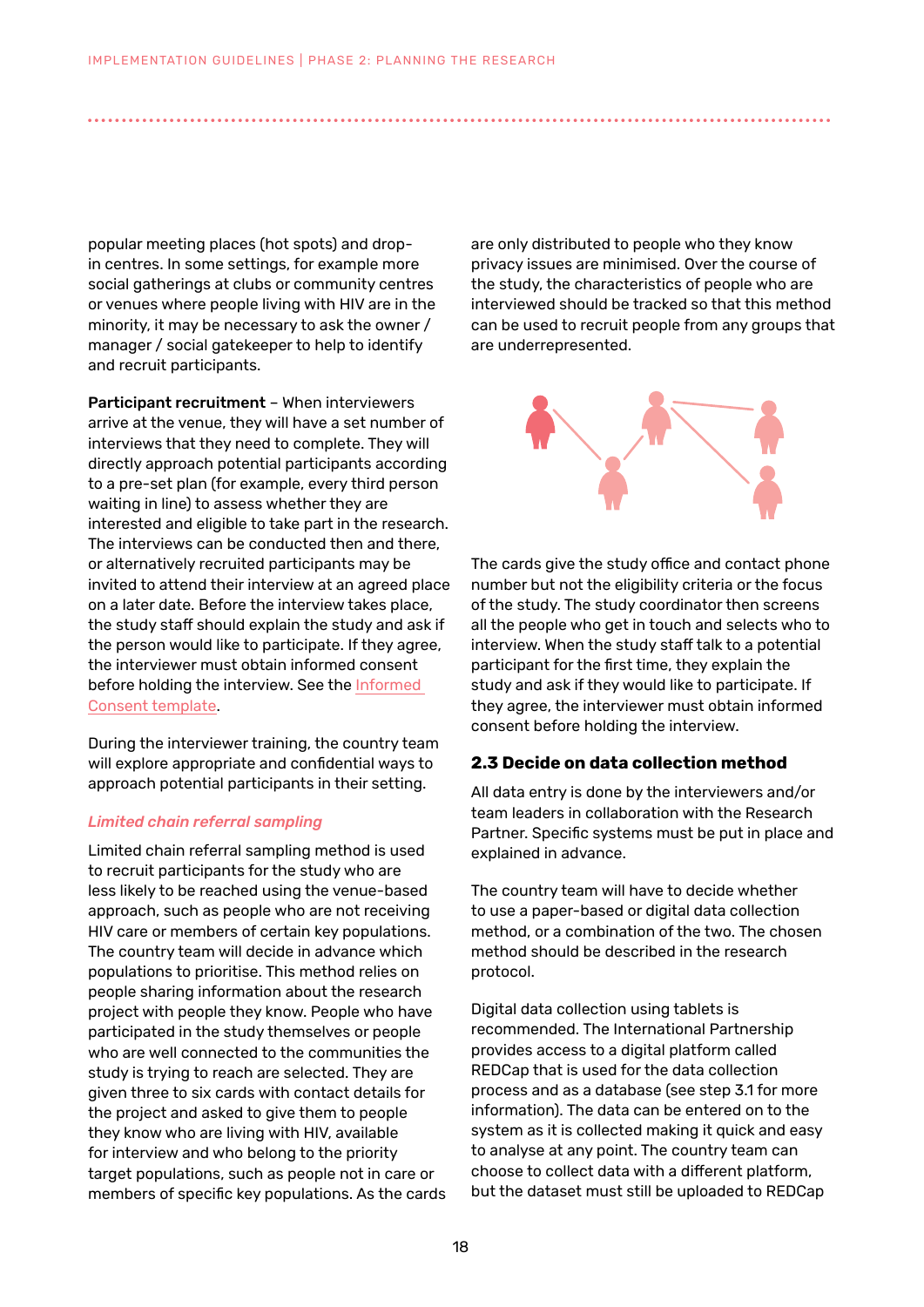popular meeting places (hot spots) and drop-in centres. In some settings, for example more social gatherings at clubs or community centres or venues where people living with HIV are in the minority, it may be necessary to ask the owner / manager / social gatekeeper to help to identify and recruit participants.

**Participant recruitment** – When interviewers arrive at the venue, they will have a set number of interviews that they need to complete. They will directly approach potential participants according to a pre-set plan (for example, every third person waiting in line) to assess whether they are interested and eligible to take part in the research. The interviews can be conducted then and there, or alternatively recruited participants may be invited to attend their interview at an agreed place on a later date. Before the interview takes place, the study staff should explain the study and ask if the person would like to participate. If they agree, the interviewer must obtain informed consent before holding the interview. See the Informed Consent template.

During the interviewer training, the country team will explore appropriate and confidential ways to approach potential participants in their setting.

*Limited chain referral sampling*

Limited chain referral sampling method is used to recruit participants for the study who are less likely to be reached using the venue-based approach, such as people who are not receiving HIV care or members of certain key populations. The country team will decide in advance which populations to prioritise. This method relies on people sharing information about the research project with people they know. People who have participated in the study themselves or people who are well connected to the communities the study is trying to reach are selected. They are given three to six cards with contact details for the project and asked to give them to people they know who are living with HIV, available for interview and who belong to the priority target populations, such as people not in care or members of specific key populations. As the cards are only distributed to people who they know privacy issues are minimised. Over the course of the study, the characteristics of people who are interviewed should be tracked so that this method can be used to recruit people from any groups that are underrepresented.

The cards give the study office and contact phone number but not the eligibility criteria or the focus of the study. The study coordinator then screens all the people who get in touch and selects who to interview. When the study staff talk to a potential participant for the first time, they explain the study and ask if they would like to participate. If they agree, the interviewer must obtain informed consent before holding the interview.

### 2.3 Decide on data collection method

All data entry is done by the interviewers and/or team leaders in collaboration with the Research Partner. Specific systems must be put in place and explained in advance.

The country team will have to decide whether to use a paper-based or digital data collection method, or a combination of the two. The chosen method should be described in the research protocol.

Digital data collection using tablets is recommended. The International Partnership provides access to a digital platform called REDCap that is used for the data collection process and as a database (see step 3.1 for more information). The data can be entered on to the system as it is collected making it quick and easy to analyse at any point. The country team can choose to collect data with a different platform, but the dataset must still be uploaded to REDCap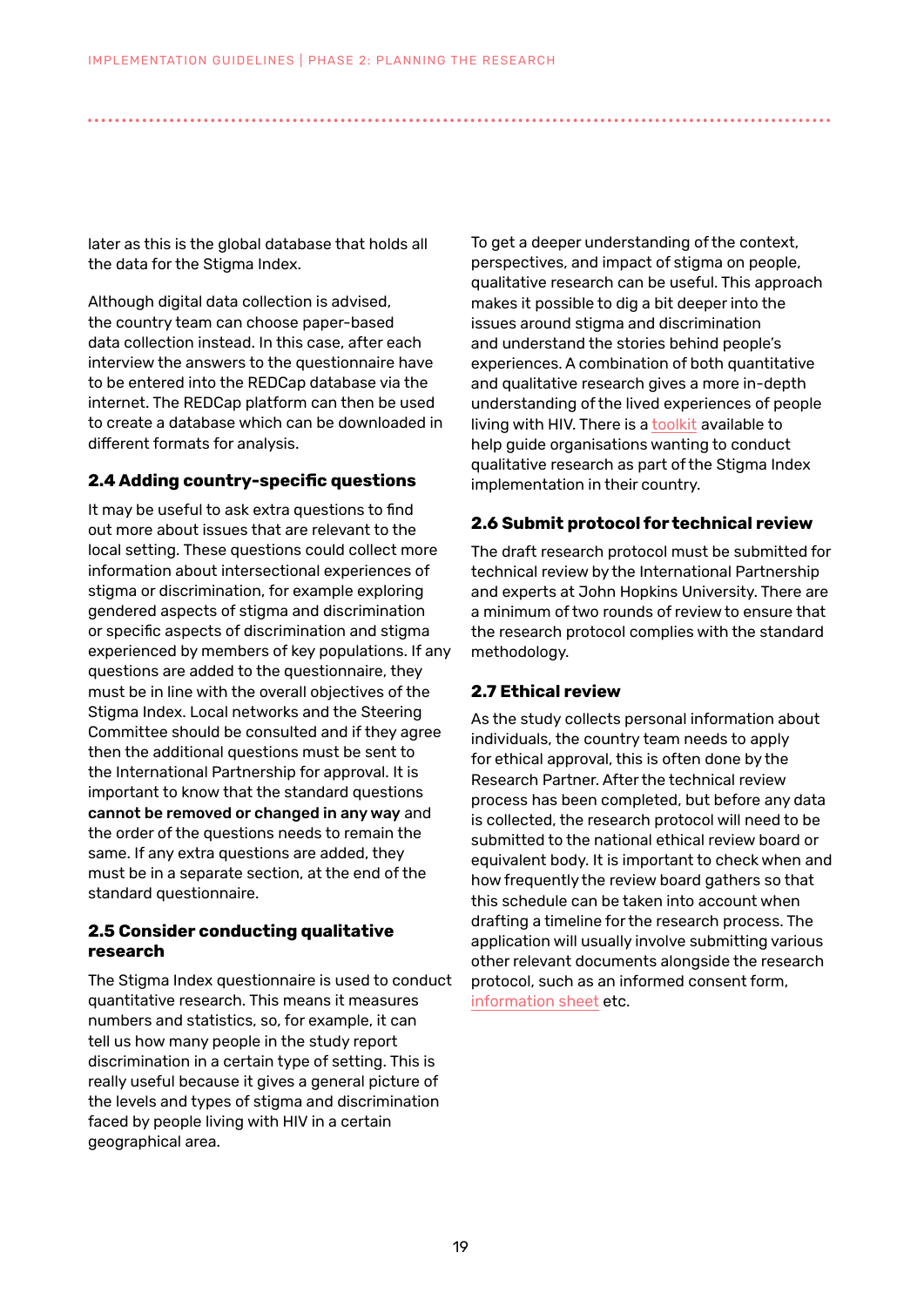later as this is the global database that holds all the data for the Stigma Index.

Although digital data collection is advised, the country team can choose paper-based data collection instead. In this case, after each interview the answers to the questionnaire have to be entered into the REDCap database via the internet. The REDCap platform can then be used to create a database which can be downloaded in different formats for analysis.

### 2.4 Adding country-specific questions

It may be useful to ask extra questions to find out more about issues that are relevant to the local setting. These questions could collect more information about intersectional experiences of stigma or discrimination, for example exploring gendered aspects of stigma and discrimination or specific aspects of discrimination and stigma experienced by members of key populations. If any questions are added to the questionnaire, they must be in line with the overall objectives of the Stigma Index. Local networks and the Steering Committee should be consulted and if they agree then the additional questions must be sent to the International Partnership for approval. It is important to know that the standard questions **cannot be removed or changed in any way** and the order of the questions needs to remain the same. If any extra questions are added, they must be in a separate section, at the end of the standard questionnaire.

### 2.5 Consider conducting qualitative research

The Stigma Index questionnaire is used to conduct quantitative research. This means it measures numbers and statistics, so, for example, it can tell us how many people in the study report discrimination in a certain type of setting. This is really useful because it gives a general picture of the levels and types of stigma and discrimination faced by people living with HIV in a certain geographical area.

To get a deeper understanding of the context, perspectives, and impact of stigma on people, qualitative research can be useful. This approach makes it possible to dig a bit deeper into the issues around stigma and discrimination and understand the stories behind people's experiences. A combination of both quantitative and qualitative research gives a more in-depth understanding of the lived experiences of people living with HIV. There is a toolkit available to help guide organisations wanting to conduct qualitative research as part of the Stigma Index implementation in their country.

### 2.6 Submit protocol for technical review

The draft research protocol must be submitted for technical review by the International Partnership and experts at John Hopkins University. There are a minimum of two rounds of review to ensure that the research protocol complies with the standard methodology.

### 2.7 Ethical review

As the study collects personal information about individuals, the country team needs to apply for ethical approval, this is often done by the Research Partner. After the technical review process has been completed, but before any data is collected, the research protocol will need to be submitted to the national ethical review board or equivalent body. It is important to check when and how frequently the review board gathers so that this schedule can be taken into account when drafting a timeline for the research process. The application will usually involve submitting various other relevant documents alongside the research protocol, such as an informed consent form, information sheet etc.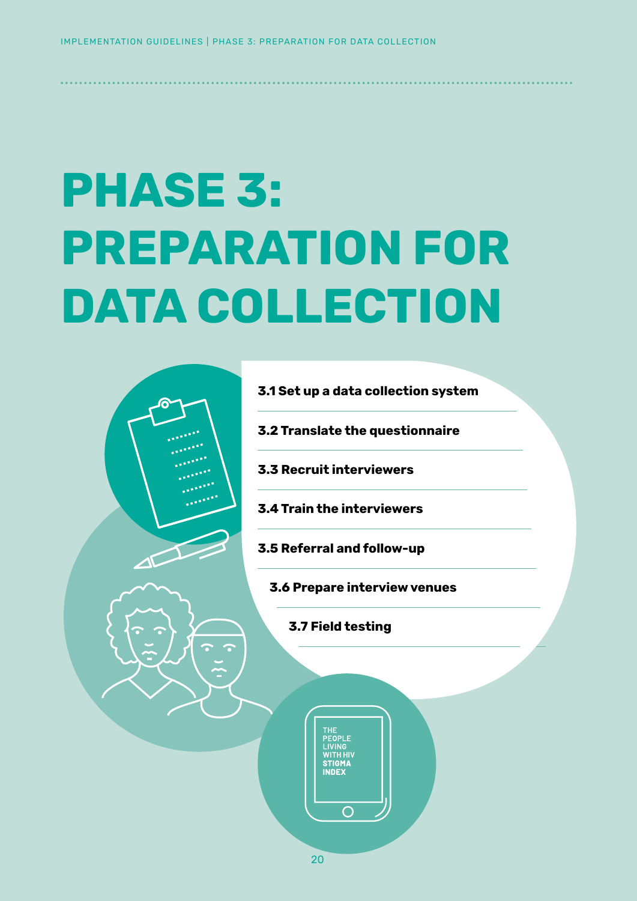# PHASE 3: PREPARATION FOR DATA COLLECTION

- 3.1 Set up a data collection system
- 3.2 Translate the questionnaire
- 3.3 Recruit interviewers
- 3.4 Train the interviewers
- 3.5 Referral and follow-up
- 3.6 Prepare interview venues
- 3.7 Field testing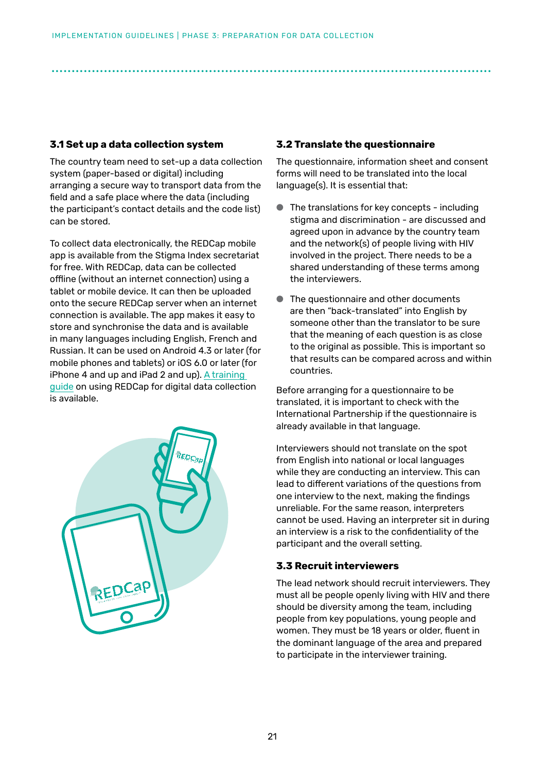### 3.1 Set up a data collection system

The country team need to set-up a data collection system (paper-based or digital) including arranging a secure way to transport data from the field and a safe place where the data (including the participant's contact details and the code list) can be stored.

To collect data electronically, the REDCap mobile app is available from the Stigma Index secretariat for free. With REDCap, data can be collected offline (without an internet connection) using a tablet or mobile device. It can then be uploaded onto the secure REDCap server when an internet connection is available. The app makes it easy to store and synchronise the data and is available in many languages including English, French and Russian. It can be used on Android 4.3 or later (for mobile phones and tablets) or iOS 6.0 or later (for iPhone 4 and up and iPad 2 and up). A training guide on using REDCap for digital data collection is available.

### 3.2 Translate the questionnaire

The questionnaire, information sheet and consent forms will need to be translated into the local language(s). It is essential that:

- The translations for key concepts - including stigma and discrimination - are discussed and agreed upon in advance by the country team and the network(s) of people living with HIV involved in the project. There needs to be a shared understanding of these terms among the interviewers.
- The questionnaire and other documents are then "back-translated" into English by someone other than the translator to be sure that the meaning of each question is as close to the original as possible. This is important so that results can be compared across and within countries.

Before arranging for a questionnaire to be translated, it is important to check with the International Partnership if the questionnaire is already available in that language.

Interviewers should not translate on the spot from English into national or local languages while they are conducting an interview. This can lead to different variations of the questions from one interview to the next, making the findings unreliable. For the same reason, interpreters cannot be used. Having an interpreter sit in during an interview is a risk to the confidentiality of the participant and the overall setting.

### 3.3 Recruit interviewers

The lead network should recruit interviewers. They must all be people openly living with HIV and there should be diversity among the team, including people from key populations, young people and women. They must be 18 years or older, fluent in the dominant language of the area and prepared to participate in the interviewer training.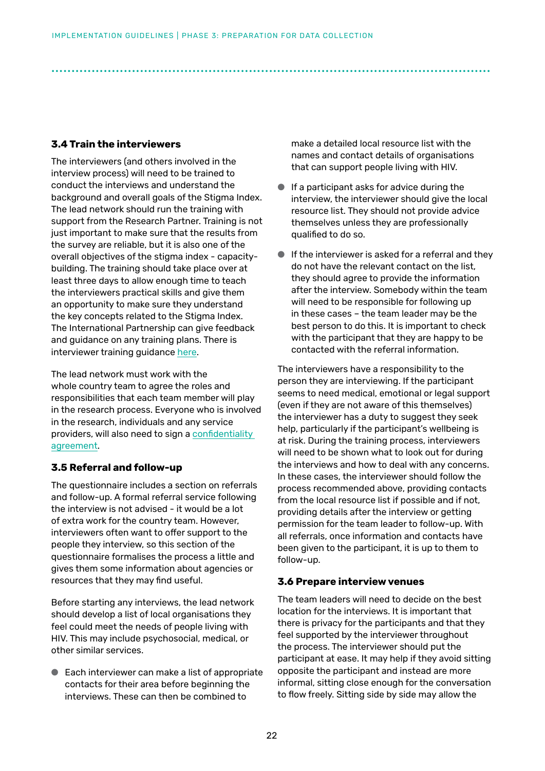### 3.4 Train the interviewers

The interviewers (and others involved in the interview process) will need to be trained to conduct the interviews and understand the background and overall goals of the Stigma Index. The lead network should run the training with support from the Research Partner. Training is not just important to make sure that the results from the survey are reliable, but it is also one of the overall objectives of the stigma index - capacity-building. The training should take place over at least three days to allow enough time to teach the interviewers practical skills and give them an opportunity to make sure they understand the key concepts related to the Stigma Index. The International Partnership can give feedback and guidance on any training plans. There is interviewer training guidance here.

The lead network must work with the whole country team to agree the roles and responsibilities that each team member will play in the research process. Everyone who is involved in the research, individuals and any service providers, will also need to sign a confidentiality agreement.

### 3.5 Referral and follow-up

The questionnaire includes a section on referrals and follow-up. A formal referral service following the interview is not advised - it would be a lot of extra work for the country team. However, interviewers often want to offer support to the people they interview, so this section of the questionnaire formalises the process a little and gives them some information about agencies or resources that they may find useful.

Before starting any interviews, the lead network should develop a list of local organisations they feel could meet the needs of people living with HIV. This may include psychosocial, medical, or other similar services.

- Each interviewer can make a list of appropriate contacts for their area before beginning the interviews. These can then be combined to make a detailed local resource list with the names and contact details of organisations that can support people living with HIV.
- If a participant asks for advice during the interview, the interviewer should give the local resource list. They should not provide advice themselves unless they are professionally qualified to do so.
- If the interviewer is asked for a referral and they do not have the relevant contact on the list, they should agree to provide the information after the interview. Somebody within the team will need to be responsible for following up in these cases – the team leader may be the best person to do this. It is important to check with the participant that they are happy to be contacted with the referral information.

The interviewers have a responsibility to the person they are interviewing. If the participant seems to need medical, emotional or legal support (even if they are not aware of this themselves) the interviewer has a duty to suggest they seek help, particularly if the participant's wellbeing is at risk. During the training process, interviewers will need to be shown what to look out for during the interviews and how to deal with any concerns. In these cases, the interviewer should follow the process recommended above, providing contacts from the local resource list if possible and if not, providing details after the interview or getting permission for the team leader to follow-up. With all referrals, once information and contacts have been given to the participant, it is up to them to follow-up.

### 3.6 Prepare interview venues

The team leaders will need to decide on the best location for the interviews. It is important that there is privacy for the participants and that they feel supported by the interviewer throughout the process. The interviewer should put the participant at ease. It may help if they avoid sitting opposite the participant and instead are more informal, sitting close enough for the conversation to flow freely. Sitting side by side may allow the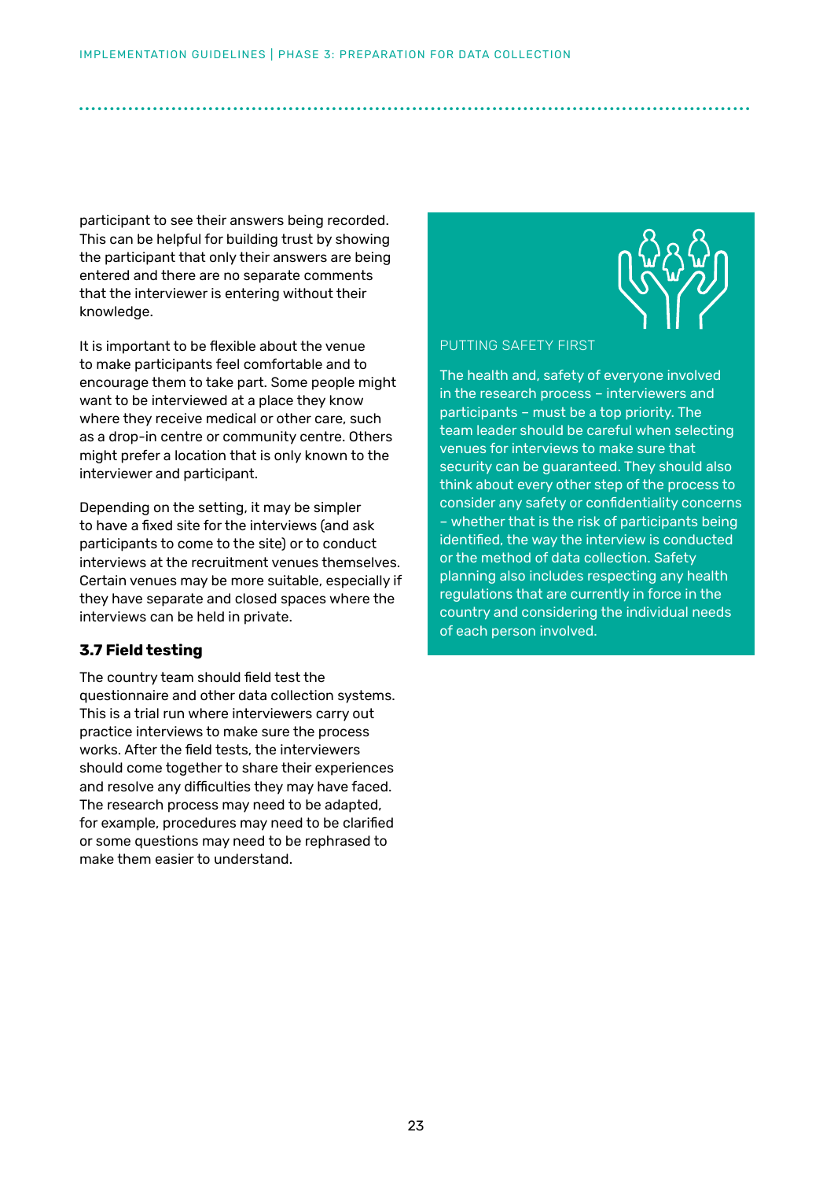participant to see their answers being recorded. This can be helpful for building trust by showing the participant that only their answers are being entered and there are no separate comments that the interviewer is entering without their knowledge.

It is important to be flexible about the venue to make participants feel comfortable and to encourage them to take part. Some people might want to be interviewed at a place they know where they receive medical or other care, such as a drop-in centre or community centre. Others might prefer a location that is only known to the interviewer and participant.

Depending on the setting, it may be simpler to have a fixed site for the interviews (and ask participants to come to the site) or to conduct interviews at the recruitment venues themselves. Certain venues may be more suitable, especially if they have separate and closed spaces where the interviews can be held in private.

### 3.7 Field testing

The country team should field test the questionnaire and other data collection systems. This is a trial run where interviewers carry out practice interviews to make sure the process works. After the field tests, the interviewers should come together to share their experiences and resolve any difficulties they may have faced. The research process may need to be adapted, for example, procedures may need to be clarified or some questions may need to be rephrased to make them easier to understand.

PUTTING SAFETY FIRST

The health and, safety of everyone involved in the research process – interviewers and participants – must be a top priority. The team leader should be careful when selecting venues for interviews to make sure that security can be guaranteed. They should also think about every other step of the process to consider any safety or confidentiality concerns – whether that is the risk of participants being identified, the way the interview is conducted or the method of data collection. Safety planning also includes respecting any health regulations that are currently in force in the country and considering the individual needs of each person involved.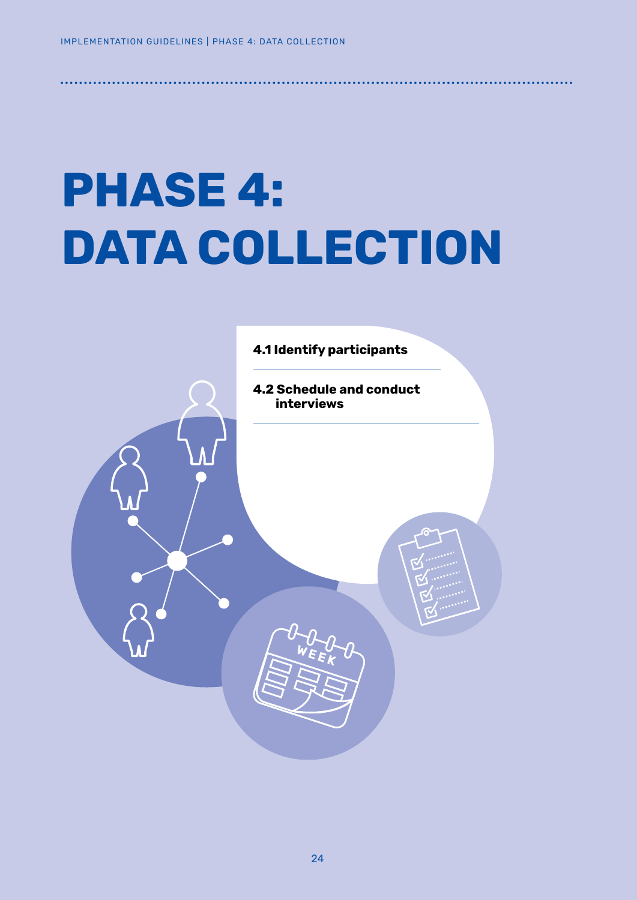# PHASE 4: DATA COLLECTION

**4.1 Identify participants**

**4.2 Schedule and conduct interviews**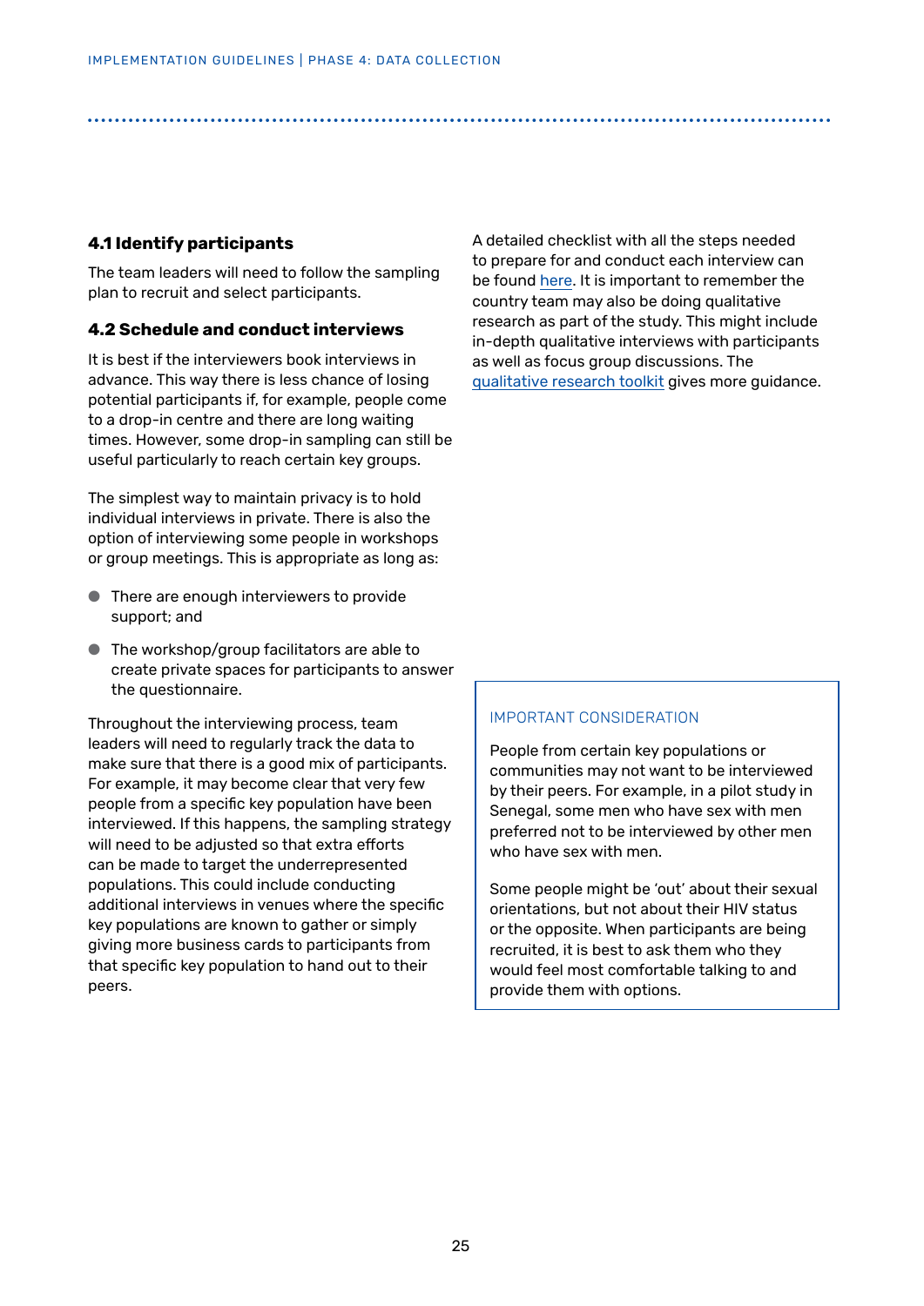### 4.1 Identify participants

The team leaders will need to follow the sampling plan to recruit and select participants.

### 4.2 Schedule and conduct interviews

It is best if the interviewers book interviews in advance. This way there is less chance of losing potential participants if, for example, people come to a drop-in centre and there are long waiting times. However, some drop-in sampling can still be useful particularly to reach certain key groups.

The simplest way to maintain privacy is to hold individual interviews in private. There is also the option of interviewing some people in workshops or group meetings. This is appropriate as long as:

- There are enough interviewers to provide support; and
- The workshop/group facilitators are able to create private spaces for participants to answer the questionnaire.

Throughout the interviewing process, team leaders will need to regularly track the data to make sure that there is a good mix of participants. For example, it may become clear that very few people from a specific key population have been interviewed. If this happens, the sampling strategy will need to be adjusted so that extra efforts can be made to target the underrepresented populations. This could include conducting additional interviews in venues where the specific key populations are known to gather or simply giving more business cards to participants from that specific key population to hand out to their peers.

A detailed checklist with all the steps needed to prepare for and conduct each interview can be found here. It is important to remember the country team may also be doing qualitative research as part of the study. This might include in-depth qualitative interviews with participants as well as focus group discussions. The qualitative research toolkit gives more guidance.

> IMPORTANT CONSIDERATION
>
> People from certain key populations or communities may not want to be interviewed by their peers. For example, in a pilot study in Senegal, some men who have sex with men preferred not to be interviewed by other men who have sex with men.
>
> Some people might be 'out' about their sexual orientations, but not about their HIV status or the opposite. When participants are being recruited, it is best to ask them who they would feel most comfortable talking to and provide them with options.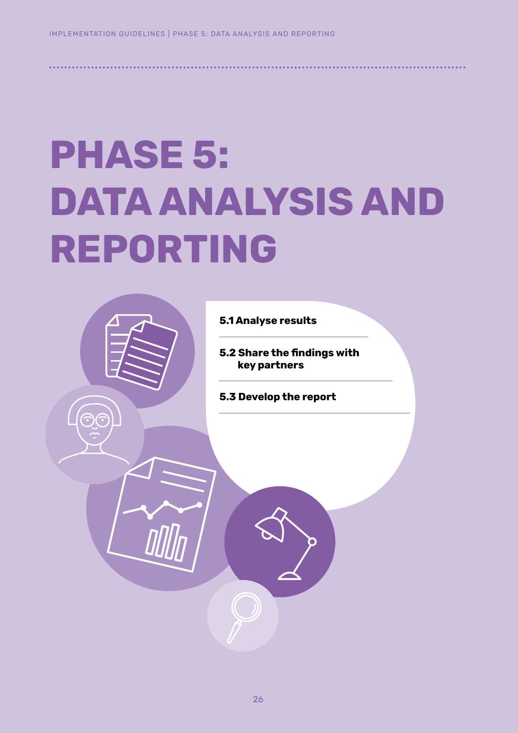# PHASE 5: DATA ANALYSIS AND REPORTING

**5.1 Analyse results**

**5.2 Share the findings with key partners**

**5.3 Develop the report**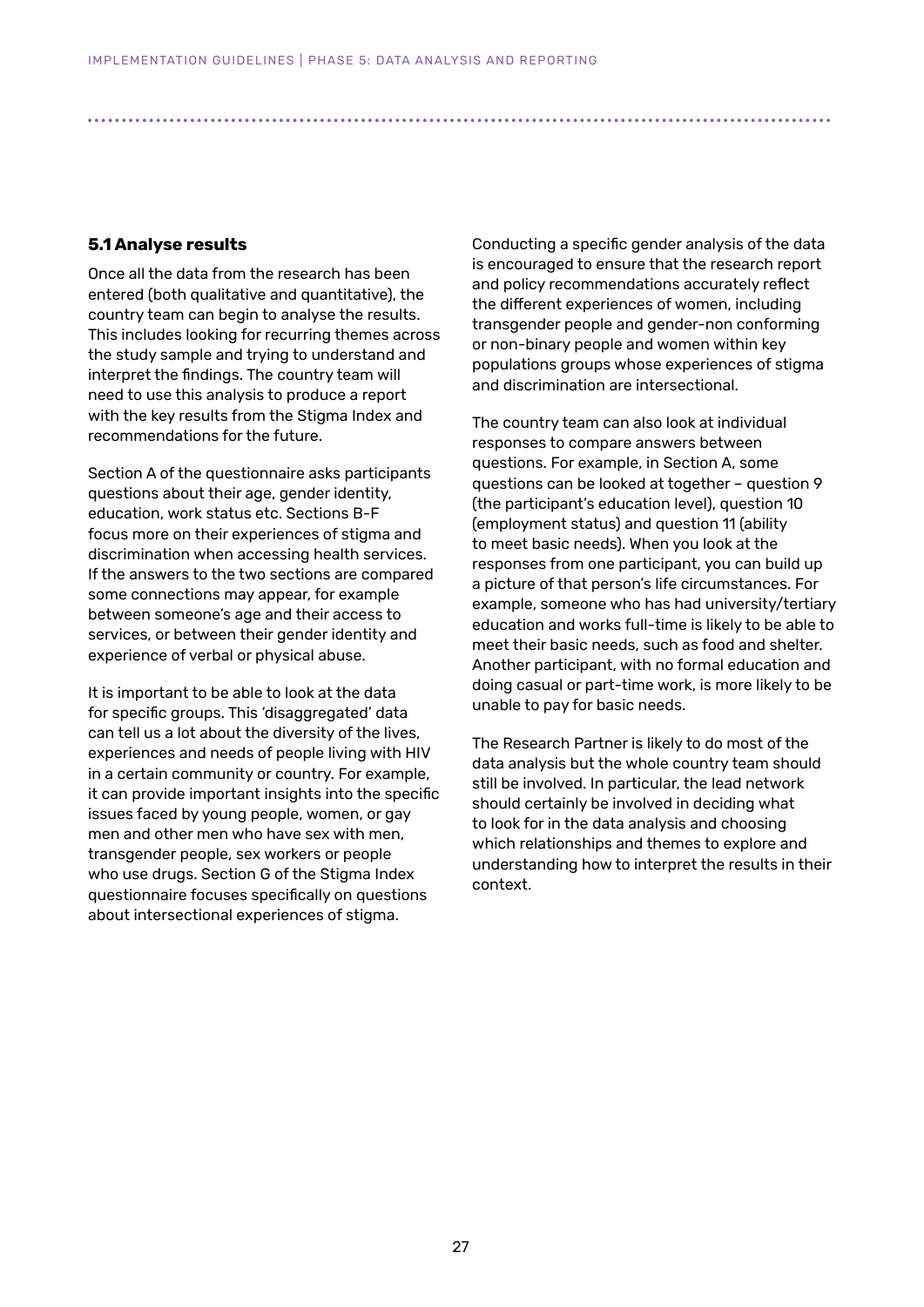### 5.1 Analyse results

Once all the data from the research has been entered (both qualitative and quantitative), the country team can begin to analyse the results. This includes looking for recurring themes across the study sample and trying to understand and interpret the findings. The country team will need to use this analysis to produce a report with the key results from the Stigma Index and recommendations for the future.

Section A of the questionnaire asks participants questions about their age, gender identity, education, work status etc. Sections B-F focus more on their experiences of stigma and discrimination when accessing health services. If the answers to the two sections are compared some connections may appear, for example between someone's age and their access to services, or between their gender identity and experience of verbal or physical abuse.

It is important to be able to look at the data for specific groups. This 'disaggregated' data can tell us a lot about the diversity of the lives, experiences and needs of people living with HIV in a certain community or country. For example, it can provide important insights into the specific issues faced by young people, women, or gay men and other men who have sex with men, transgender people, sex workers or people who use drugs. Section G of the Stigma Index questionnaire focuses specifically on questions about intersectional experiences of stigma.

Conducting a specific gender analysis of the data is encouraged to ensure that the research report and policy recommendations accurately reflect the different experiences of women, including transgender people and gender-non conforming or non-binary people and women within key populations groups whose experiences of stigma and discrimination are intersectional.

The country team can also look at individual responses to compare answers between questions. For example, in Section A, some questions can be looked at together – question 9 (the participant's education level), question 10 (employment status) and question 11 (ability to meet basic needs). When you look at the responses from one participant, you can build up a picture of that person's life circumstances. For example, someone who has had university/tertiary education and works full-time is likely to be able to meet their basic needs, such as food and shelter. Another participant, with no formal education and doing casual or part-time work, is more likely to be unable to pay for basic needs.

The Research Partner is likely to do most of the data analysis but the whole country team should still be involved. In particular, the lead network should certainly be involved in deciding what to look for in the data analysis and choosing which relationships and themes to explore and understanding how to interpret the results in their context.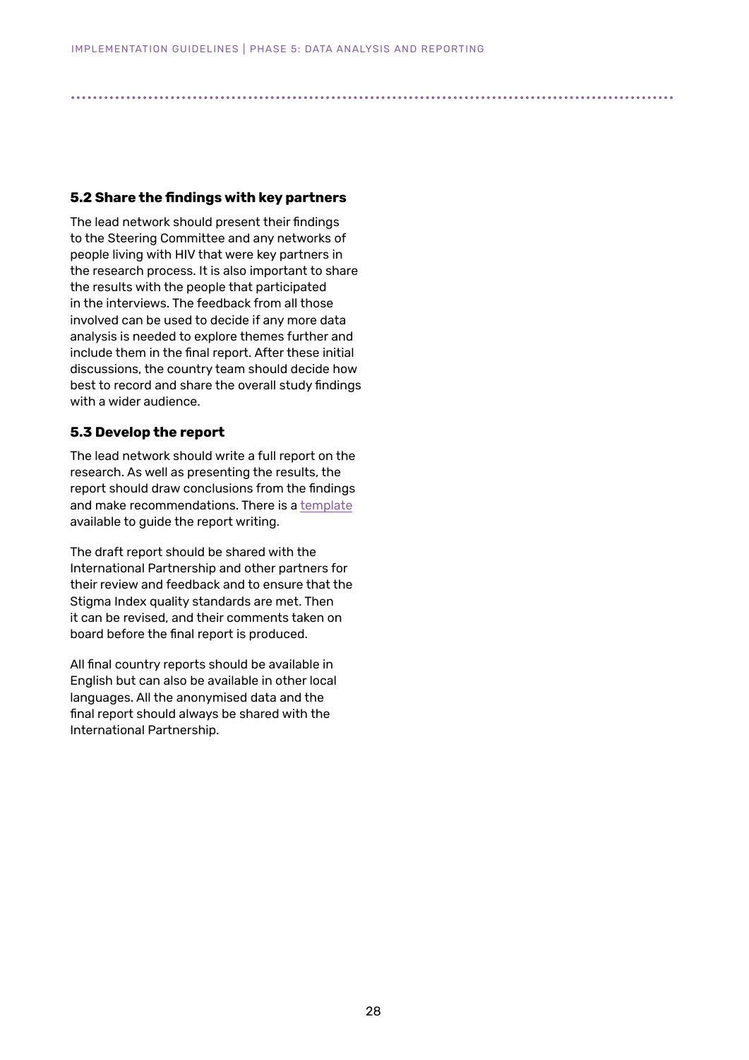### 5.2 Share the findings with key partners

The lead network should present their findings to the Steering Committee and any networks of people living with HIV that were key partners in the research process. It is also important to share the results with the people that participated in the interviews. The feedback from all those involved can be used to decide if any more data analysis is needed to explore themes further and include them in the final report. After these initial discussions, the country team should decide how best to record and share the overall study findings with a wider audience.

### 5.3 Develop the report

The lead network should write a full report on the research. As well as presenting the results, the report should draw conclusions from the findings and make recommendations. There is a template available to guide the report writing.

The draft report should be shared with the International Partnership and other partners for their review and feedback and to ensure that the Stigma Index quality standards are met. Then it can be revised, and their comments taken on board before the final report is produced.

All final country reports should be available in English but can also be available in other local languages. All the anonymised data and the final report should always be shared with the International Partnership.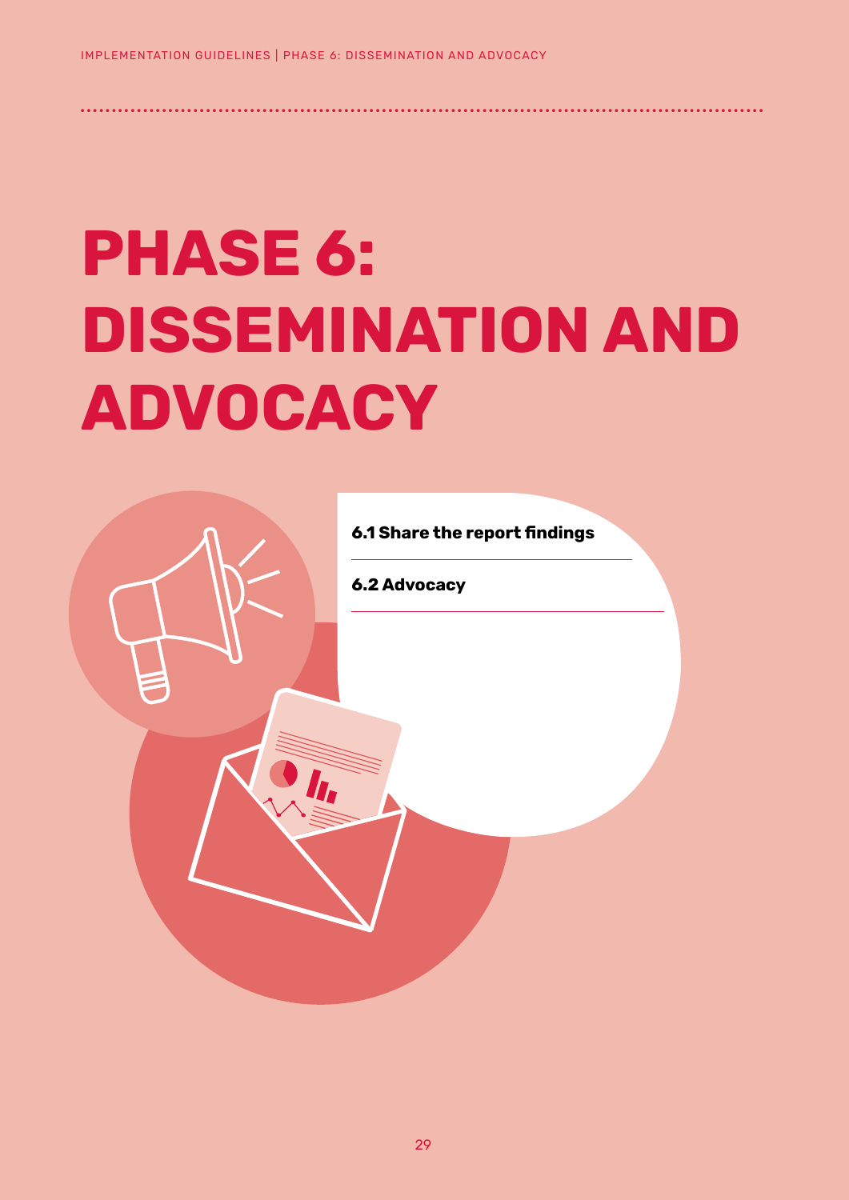# PHASE 6: DISSEMINATION AND ADVOCACY

**6.1 Share the report findings**

**6.2 Advocacy**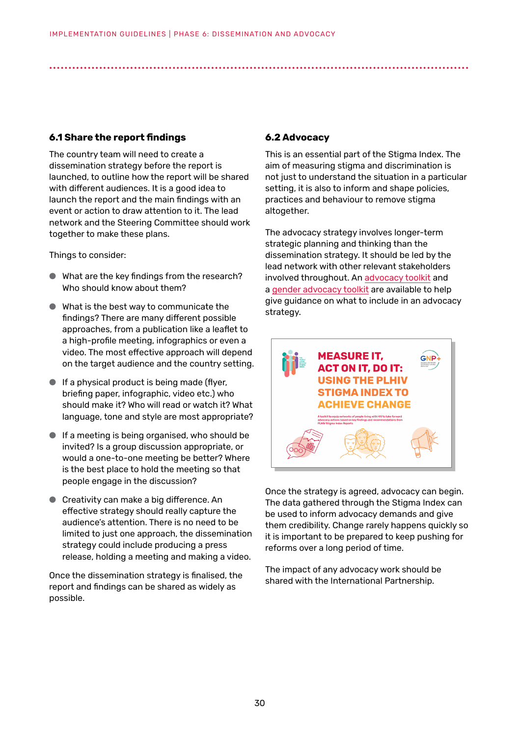## 6.1 Share the report findings

The country team will need to create a dissemination strategy before the report is launched, to outline how the report will be shared with different audiences. It is a good idea to launch the report and the main findings with an event or action to draw attention to it. The lead network and the Steering Committee should work together to make these plans.

Things to consider:

- What are the key findings from the research? Who should know about them?
- What is the best way to communicate the findings? There are many different possible approaches, from a publication like a leaflet to a high-profile meeting, infographics or even a video. The most effective approach will depend on the target audience and the country setting.
- If a physical product is being made (flyer, briefing paper, infographic, video etc.) who should make it? Who will read or watch it? What language, tone and style are most appropriate?
- If a meeting is being organised, who should be invited? Is a group discussion appropriate, or would a one-to-one meeting be better? Where is the best place to hold the meeting so that people engage in the discussion?
- Creativity can make a big difference. An effective strategy should really capture the audience's attention. There is no need to be limited to just one approach, the dissemination strategy could include producing a press release, holding a meeting and making a video.

Once the dissemination strategy is finalised, the report and findings can be shared as widely as possible.

## 6.2 Advocacy

This is an essential part of the Stigma Index. The aim of measuring stigma and discrimination is not just to understand the situation in a particular setting, it is also to inform and shape policies, practices and behaviour to remove stigma altogether.

The advocacy strategy involves longer-term strategic planning and thinking than the dissemination strategy. It should be led by the lead network with other relevant stakeholders involved throughout. An advocacy toolkit and a gender advocacy toolkit are available to help give guidance on what to include in an advocacy strategy.

Once the strategy is agreed, advocacy can begin. The data gathered through the Stigma Index can be used to inform advocacy demands and give them credibility. Change rarely happens quickly so it is important to be prepared to keep pushing for reforms over a long period of time.

The impact of any advocacy work should be shared with the International Partnership.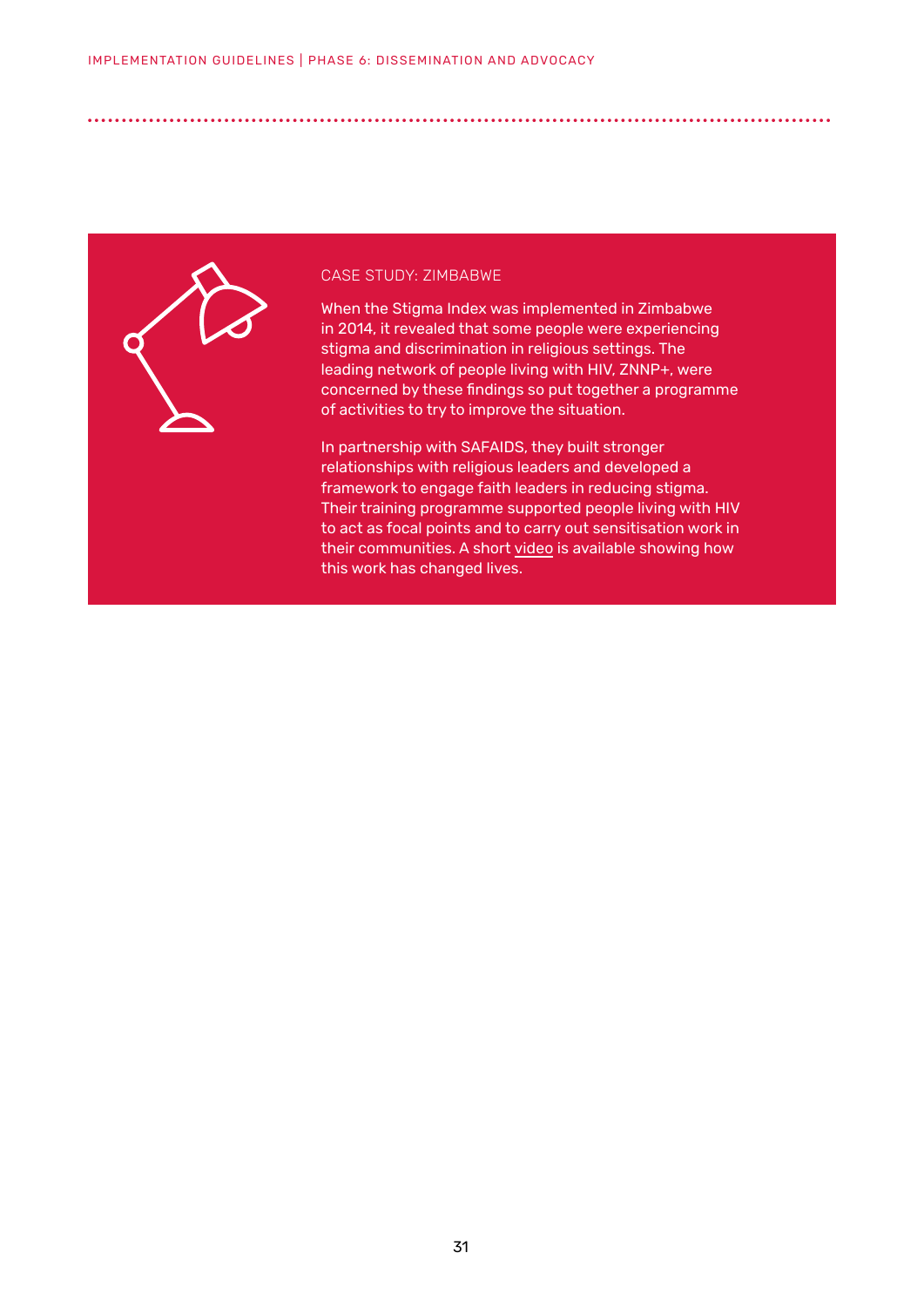### CASE STUDY: ZIMBABWE

When the Stigma Index was implemented in Zimbabwe in 2014, it revealed that some people were experiencing stigma and discrimination in religious settings. The leading network of people living with HIV, ZNNP+, were concerned by these findings so put together a programme of activities to try to improve the situation.

In partnership with SAFAIDS, they built stronger relationships with religious leaders and developed a framework to engage faith leaders in reducing stigma. Their training programme supported people living with HIV to act as focal points and to carry out sensitisation work in their communities. A short video is available showing how this work has changed lives.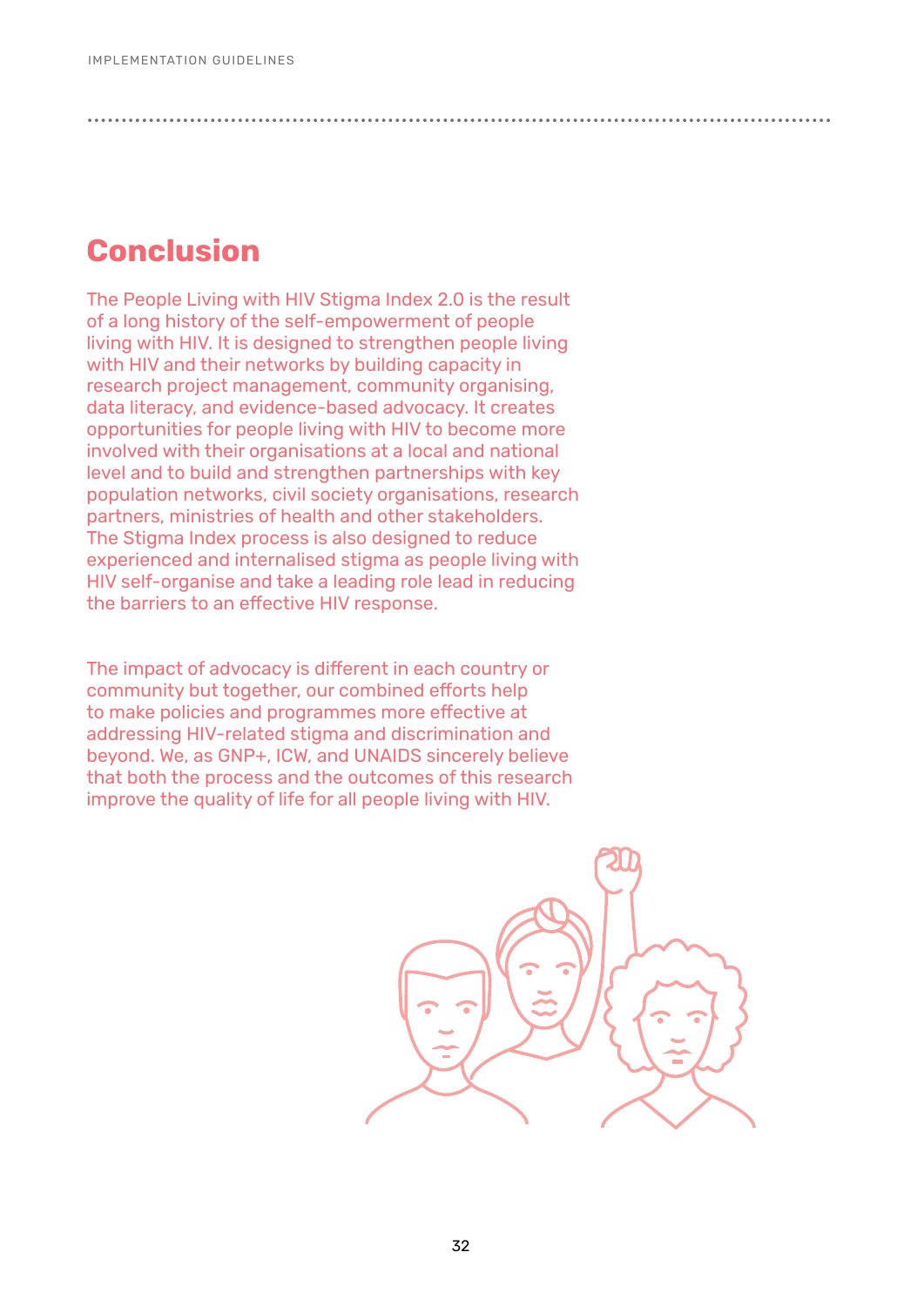# Conclusion

The People Living with HIV Stigma Index 2.0 is the result of a long history of the self-empowerment of people living with HIV. It is designed to strengthen people living with HIV and their networks by building capacity in research project management, community organising, data literacy, and evidence-based advocacy. It creates opportunities for people living with HIV to become more involved with their organisations at a local and national level and to build and strengthen partnerships with key population networks, civil society organisations, research partners, ministries of health and other stakeholders. The Stigma Index process is also designed to reduce experienced and internalised stigma as people living with HIV self-organise and take a leading role lead in reducing the barriers to an effective HIV response.

The impact of advocacy is different in each country or community but together, our combined efforts help to make policies and programmes more effective at addressing HIV-related stigma and discrimination and beyond. We, as GNP+, ICW, and UNAIDS sincerely believe that both the process and the outcomes of this research improve the quality of life for all people living with HIV.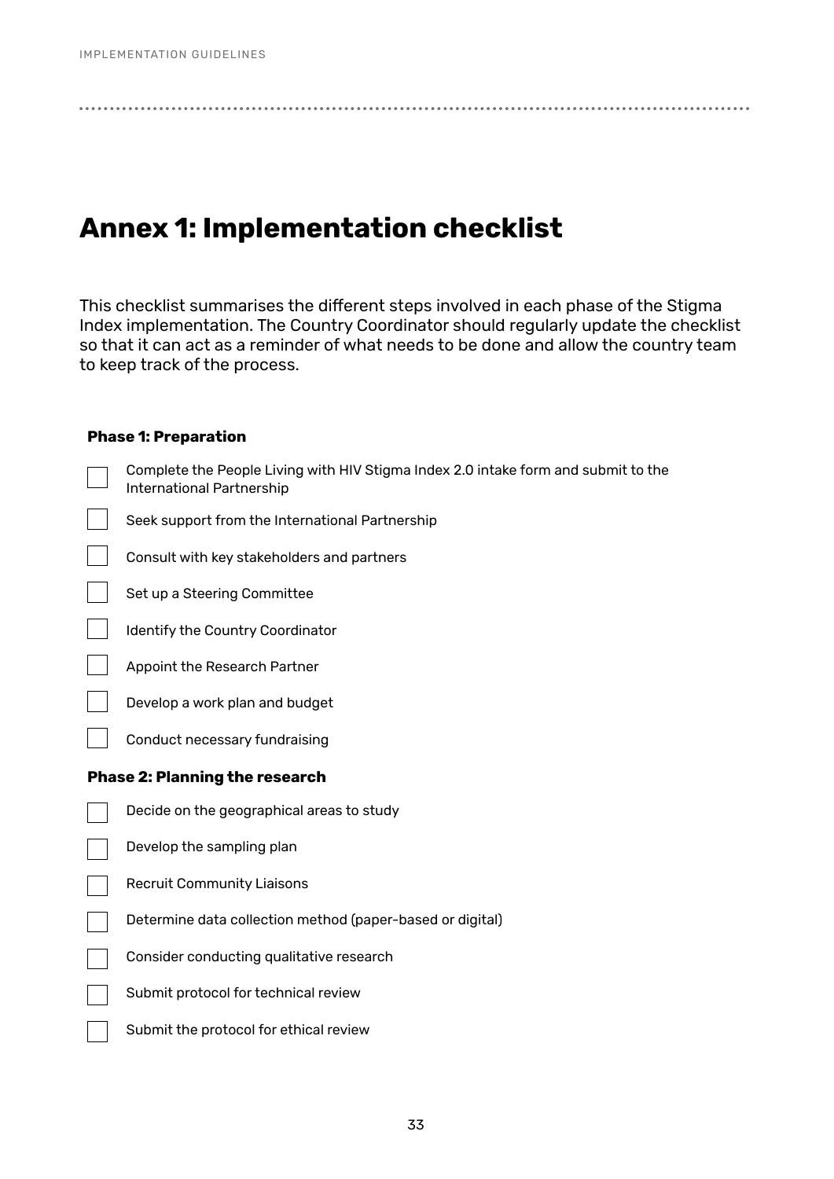# Annex 1: Implementation checklist

This checklist summarises the different steps involved in each phase of the Stigma Index implementation. The Country Coordinator should regularly update the checklist so that it can act as a reminder of what needs to be done and allow the country team to keep track of the process.

**Phase 1: Preparation**

- [ ] Complete the People Living with HIV Stigma Index 2.0 intake form and submit to the International Partnership
- [ ] Seek support from the International Partnership
- [ ] Consult with key stakeholders and partners
- [ ] Set up a Steering Committee
- [ ] Identify the Country Coordinator
- [ ] Appoint the Research Partner
- [ ] Develop a work plan and budget
- [ ] Conduct necessary fundraising

**Phase 2: Planning the research**

- [ ] Decide on the geographical areas to study
- [ ] Develop the sampling plan
- [ ] Recruit Community Liaisons
- [ ] Determine data collection method (paper-based or digital)
- [ ] Consider conducting qualitative research
- [ ] Submit protocol for technical review
- [ ] Submit the protocol for ethical review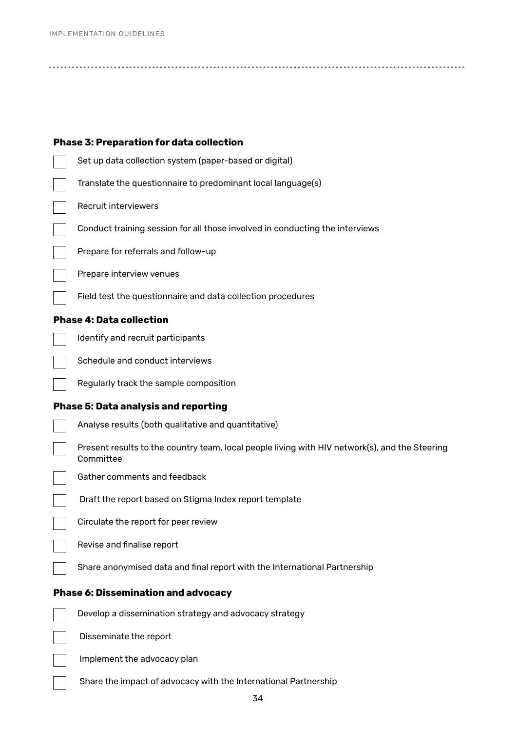**Phase 3: Preparation for data collection**

- [ ] Set up data collection system (paper-based or digital)
- [ ] Translate the questionnaire to predominant local language(s)
- [ ] Recruit interviewers
- [ ] Conduct training session for all those involved in conducting the interviews
- [ ] Prepare for referrals and follow-up
- [ ] Prepare interview venues
- [ ] Field test the questionnaire and data collection procedures

**Phase 4: Data collection**

- [ ] Identify and recruit participants
- [ ] Schedule and conduct interviews
- [ ] Regularly track the sample composition

**Phase 5: Data analysis and reporting**

- [ ] Analyse results (both qualitative and quantitative)
- [ ] Present results to the country team, local people living with HIV network(s), and the Steering Committee
- [ ] Gather comments and feedback
- [ ] Draft the report based on Stigma Index report template
- [ ] Circulate the report for peer review
- [ ] Revise and finalise report
- [ ] Share anonymised data and final report with the International Partnership

**Phase 6: Dissemination and advocacy**

- [ ] Develop a dissemination strategy and advocacy strategy
- [ ] Disseminate the report
- [ ] Implement the advocacy plan
- [ ] Share the impact of advocacy with the International Partnership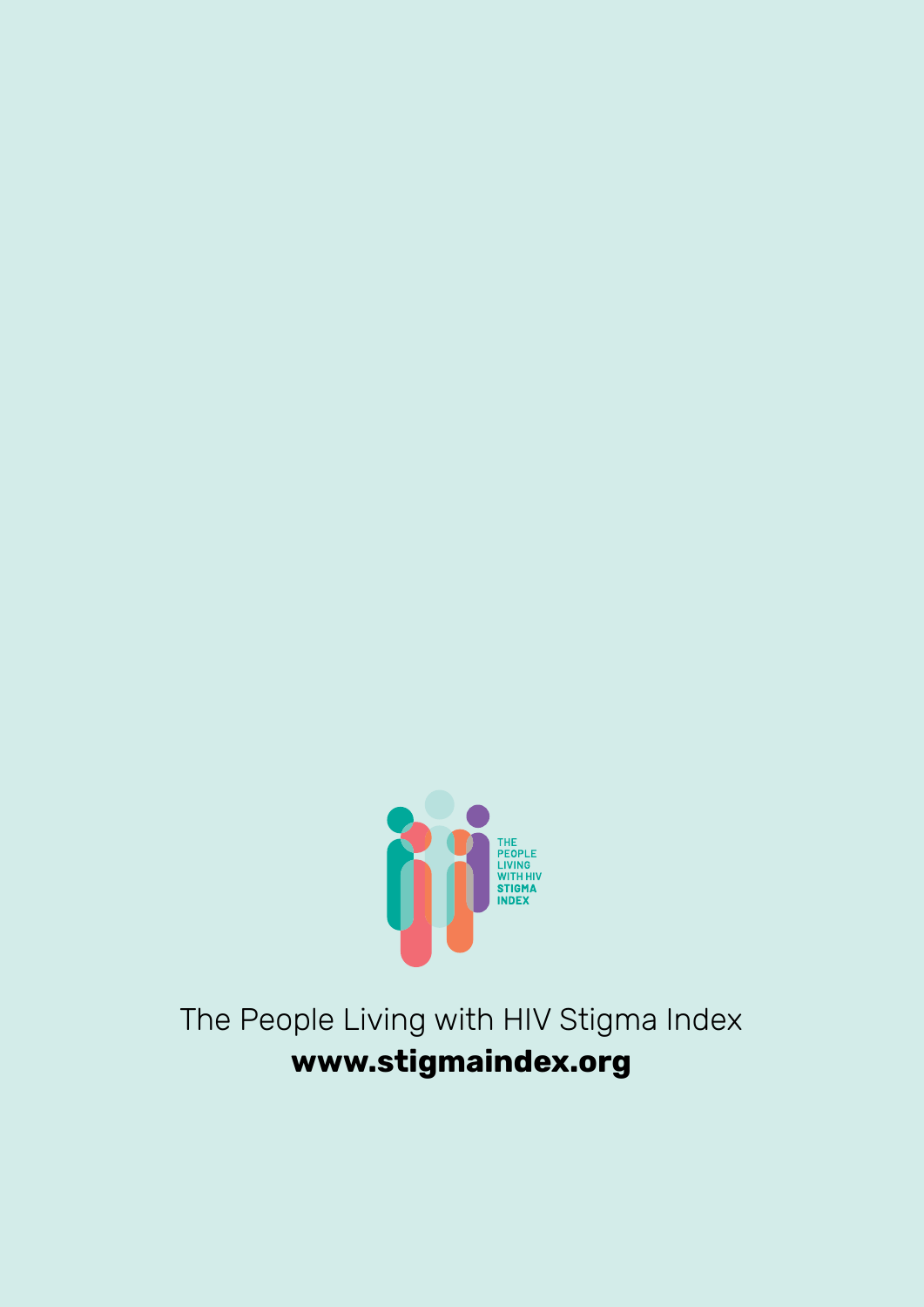THE PEOPLE LIVING WITH HIV STIGMA INDEX

The People Living with HIV Stigma Index

**www.stigmaindex.org**